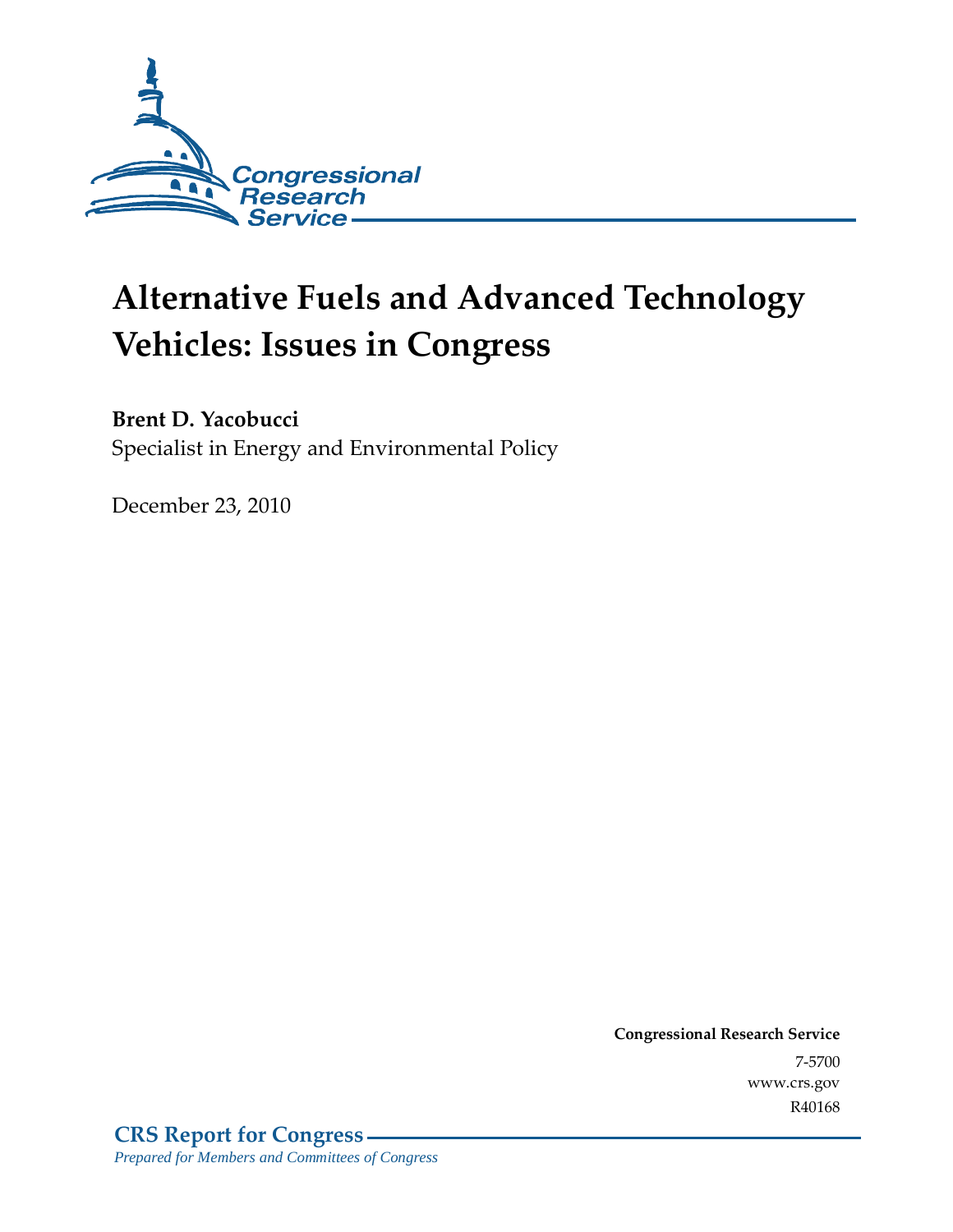Congressional Research Service

# Alternative Fuels and Advanced Technology Vehicles: Issues in Congress

**Brent D. Yacobucci**
Specialist in Energy and Environmental Policy

December 23, 2010

**Congressional Research Service**
7-5700
www.crs.gov
R40168

**CRS Report for Congress**
*Prepared for Members and Committees of Congress*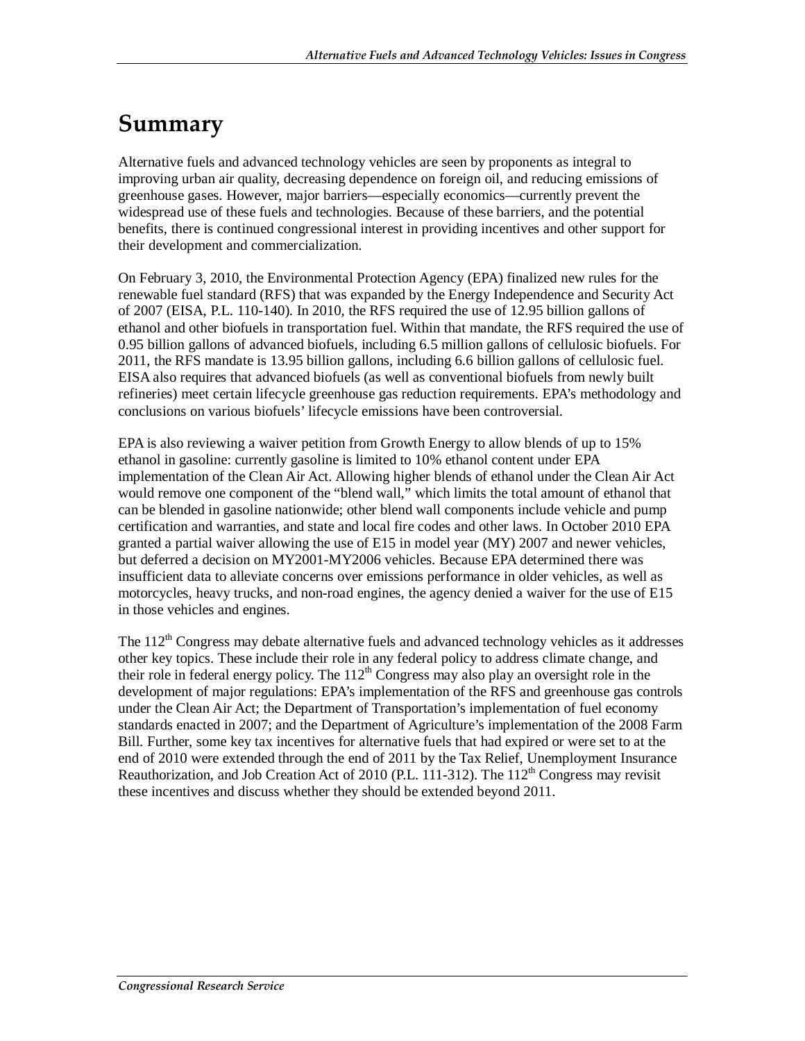# Summary

Alternative fuels and advanced technology vehicles are seen by proponents as integral to improving urban air quality, decreasing dependence on foreign oil, and reducing emissions of greenhouse gases. However, major barriers—especially economics—currently prevent the widespread use of these fuels and technologies. Because of these barriers, and the potential benefits, there is continued congressional interest in providing incentives and other support for their development and commercialization.

On February 3, 2010, the Environmental Protection Agency (EPA) finalized new rules for the renewable fuel standard (RFS) that was expanded by the Energy Independence and Security Act of 2007 (EISA, P.L. 110-140). In 2010, the RFS required the use of 12.95 billion gallons of ethanol and other biofuels in transportation fuel. Within that mandate, the RFS required the use of 0.95 billion gallons of advanced biofuels, including 6.5 million gallons of cellulosic biofuels. For 2011, the RFS mandate is 13.95 billion gallons, including 6.6 billion gallons of cellulosic fuel. EISA also requires that advanced biofuels (as well as conventional biofuels from newly built refineries) meet certain lifecycle greenhouse gas reduction requirements. EPA's methodology and conclusions on various biofuels' lifecycle emissions have been controversial.

EPA is also reviewing a waiver petition from Growth Energy to allow blends of up to 15% ethanol in gasoline: currently gasoline is limited to 10% ethanol content under EPA implementation of the Clean Air Act. Allowing higher blends of ethanol under the Clean Air Act would remove one component of the "blend wall," which limits the total amount of ethanol that can be blended in gasoline nationwide; other blend wall components include vehicle and pump certification and warranties, and state and local fire codes and other laws. In October 2010 EPA granted a partial waiver allowing the use of E15 in model year (MY) 2007 and newer vehicles, but deferred a decision on MY2001-MY2006 vehicles. Because EPA determined there was insufficient data to alleviate concerns over emissions performance in older vehicles, as well as motorcycles, heavy trucks, and non-road engines, the agency denied a waiver for the use of E15 in those vehicles and engines.

The 112th Congress may debate alternative fuels and advanced technology vehicles as it addresses other key topics. These include their role in any federal policy to address climate change, and their role in federal energy policy. The 112th Congress may also play an oversight role in the development of major regulations: EPA's implementation of the RFS and greenhouse gas controls under the Clean Air Act; the Department of Transportation's implementation of fuel economy standards enacted in 2007; and the Department of Agriculture's implementation of the 2008 Farm Bill. Further, some key tax incentives for alternative fuels that had expired or were set to at the end of 2010 were extended through the end of 2011 by the Tax Relief, Unemployment Insurance Reauthorization, and Job Creation Act of 2010 (P.L. 111-312). The 112th Congress may revisit these incentives and discuss whether they should be extended beyond 2011.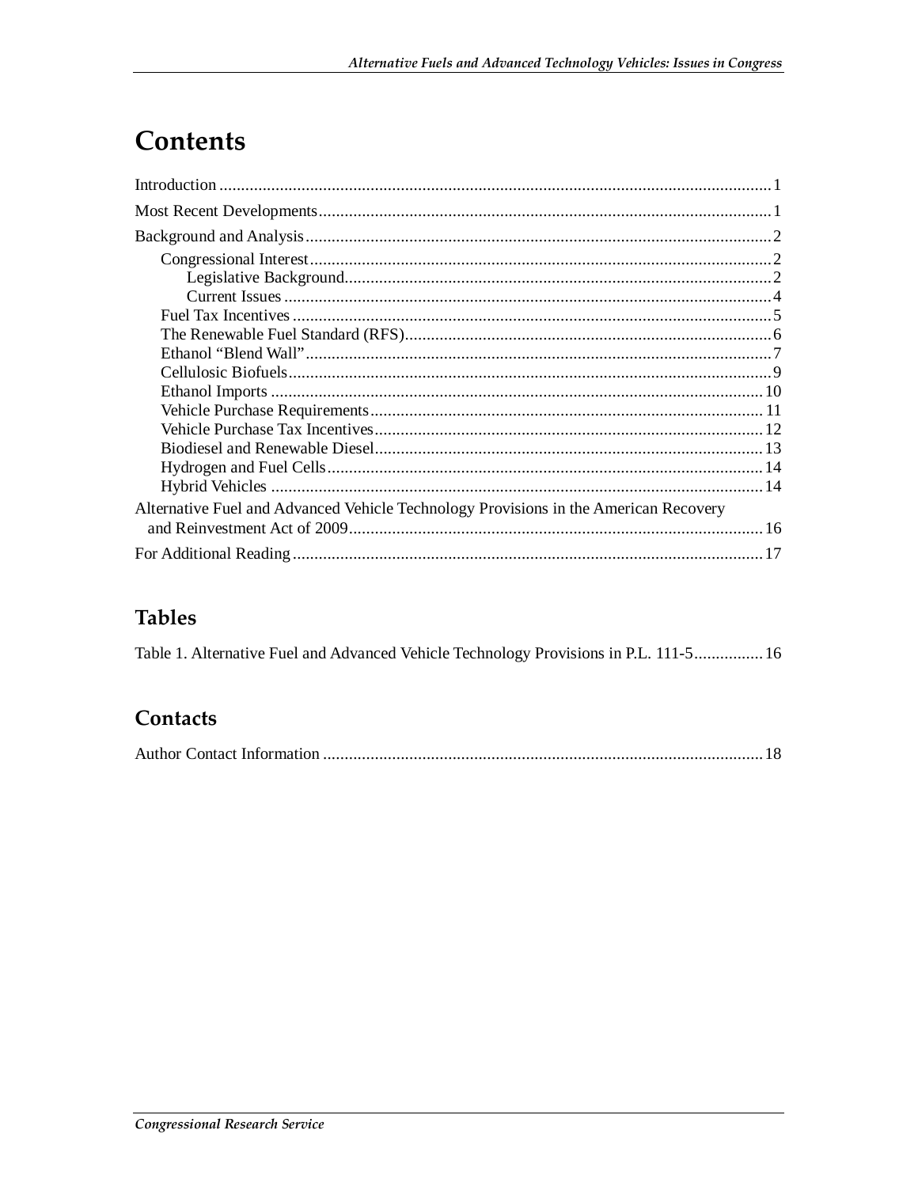# Contents

Introduction ............................................................................................................................. 1

Most Recent Developments ...................................................................................................... 1

Background and Analysis ......................................................................................................... 2

- Congressional Interest ........................................................................................................ 2
  - Legislative Background ................................................................................................ 2
  - Current Issues .............................................................................................................. 4
- Fuel Tax Incentives ............................................................................................................ 5
- The Renewable Fuel Standard (RFS) .................................................................................. 6
- Ethanol "Blend Wall" ......................................................................................................... 7
- Cellulosic Biofuels ............................................................................................................. 9
- Ethanol Imports ................................................................................................................ 10
- Vehicle Purchase Requirements ........................................................................................ 11
- Vehicle Purchase Tax Incentives ....................................................................................... 12
- Biodiesel and Renewable Diesel ....................................................................................... 13
- Hydrogen and Fuel Cells ................................................................................................... 14
- Hybrid Vehicles ................................................................................................................ 14

Alternative Fuel and Advanced Vehicle Technology Provisions in the American Recovery and Reinvestment Act of 2009 .............................................................................................. 16

For Additional Reading ........................................................................................................... 17

## Tables

Table 1. Alternative Fuel and Advanced Vehicle Technology Provisions in P.L. 111-5 ............... 16

## Contacts

Author Contact Information ...................................................................................................... 18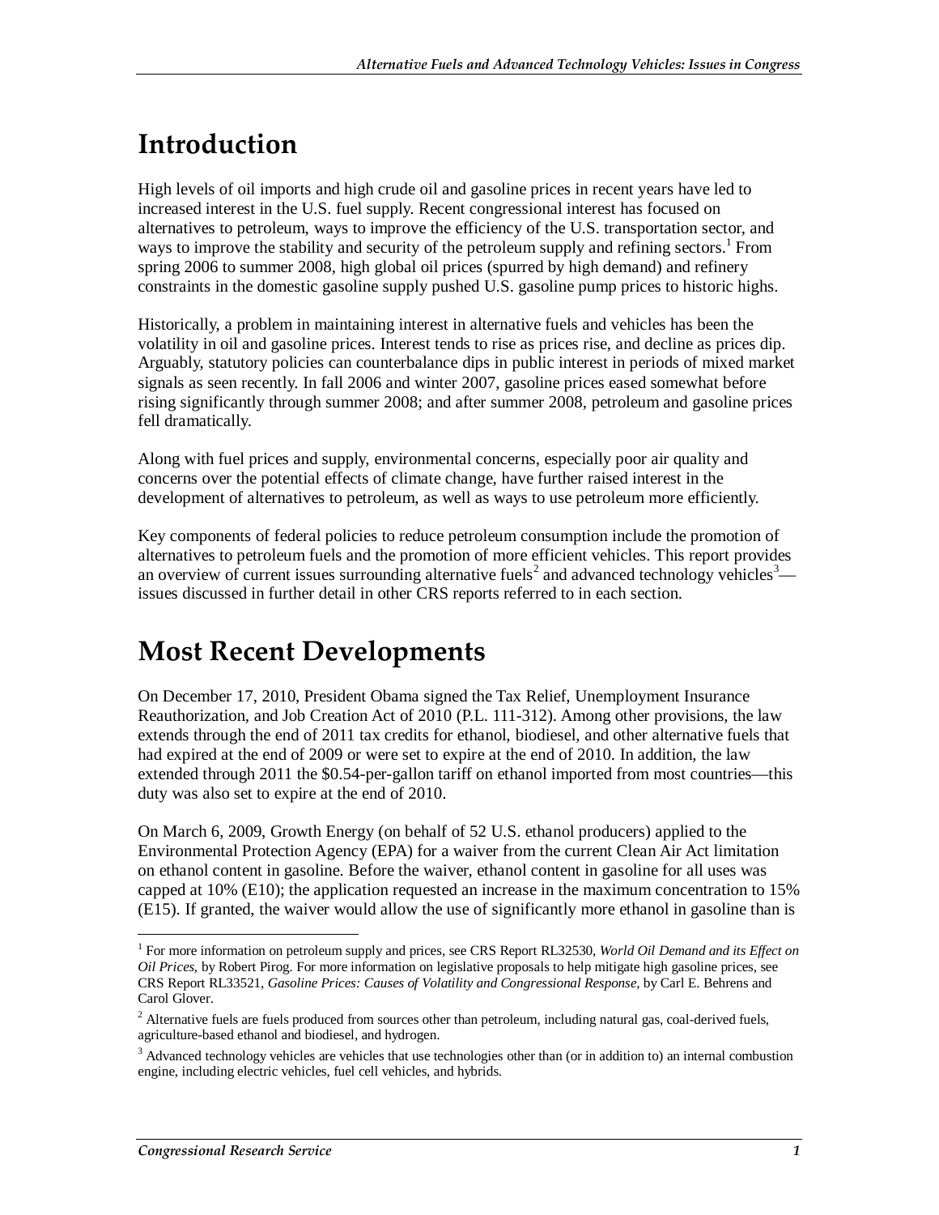# Introduction

High levels of oil imports and high crude oil and gasoline prices in recent years have led to increased interest in the U.S. fuel supply. Recent congressional interest has focused on alternatives to petroleum, ways to improve the efficiency of the U.S. transportation sector, and ways to improve the stability and security of the petroleum supply and refining sectors.[1] From spring 2006 to summer 2008, high global oil prices (spurred by high demand) and refinery constraints in the domestic gasoline supply pushed U.S. gasoline pump prices to historic highs.

Historically, a problem in maintaining interest in alternative fuels and vehicles has been the volatility in oil and gasoline prices. Interest tends to rise as prices rise, and decline as prices dip. Arguably, statutory policies can counterbalance dips in public interest in periods of mixed market signals as seen recently. In fall 2006 and winter 2007, gasoline prices eased somewhat before rising significantly through summer 2008; and after summer 2008, petroleum and gasoline prices fell dramatically.

Along with fuel prices and supply, environmental concerns, especially poor air quality and concerns over the potential effects of climate change, have further raised interest in the development of alternatives to petroleum, as well as ways to use petroleum more efficiently.

Key components of federal policies to reduce petroleum consumption include the promotion of alternatives to petroleum fuels and the promotion of more efficient vehicles. This report provides an overview of current issues surrounding alternative fuels[2] and advanced technology vehicles[3]—issues discussed in further detail in other CRS reports referred to in each section.

# Most Recent Developments

On December 17, 2010, President Obama signed the Tax Relief, Unemployment Insurance Reauthorization, and Job Creation Act of 2010 (P.L. 111-312). Among other provisions, the law extends through the end of 2011 tax credits for ethanol, biodiesel, and other alternative fuels that had expired at the end of 2009 or were set to expire at the end of 2010. In addition, the law extended through 2011 the $0.54-per-gallon tariff on ethanol imported from most countries—this duty was also set to expire at the end of 2010.

On March 6, 2009, Growth Energy (on behalf of 52 U.S. ethanol producers) applied to the Environmental Protection Agency (EPA) for a waiver from the current Clean Air Act limitation on ethanol content in gasoline. Before the waiver, ethanol content in gasoline for all uses was capped at 10% (E10); the application requested an increase in the maximum concentration to 15% (E15). If granted, the waiver would allow the use of significantly more ethanol in gasoline than is

---

[1] For more information on petroleum supply and prices, see CRS Report RL32530, *World Oil Demand and its Effect on Oil Prices*, by Robert Pirog. For more information on legislative proposals to help mitigate high gasoline prices, see CRS Report RL33521, *Gasoline Prices: Causes of Volatility and Congressional Response*, by Carl E. Behrens and Carol Glover.

[2] Alternative fuels are fuels produced from sources other than petroleum, including natural gas, coal-derived fuels, agriculture-based ethanol and biodiesel, and hydrogen.

[3] Advanced technology vehicles are vehicles that use technologies other than (or in addition to) an internal combustion engine, including electric vehicles, fuel cell vehicles, and hybrids.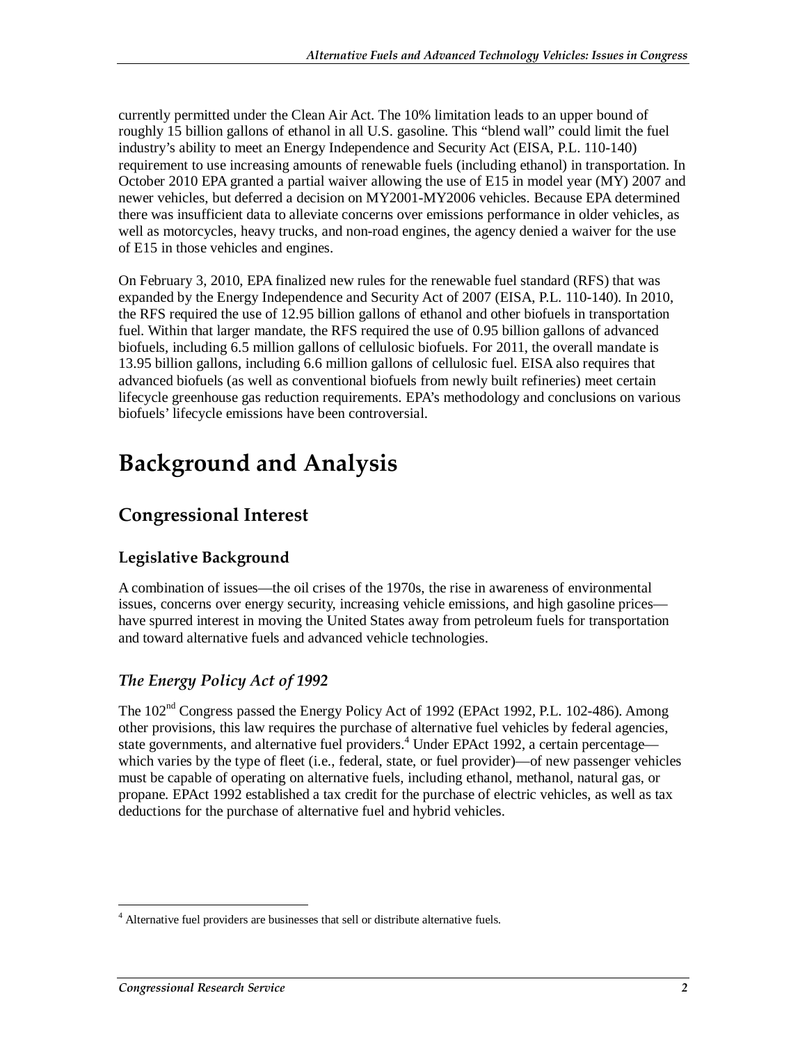currently permitted under the Clean Air Act. The 10% limitation leads to an upper bound of roughly 15 billion gallons of ethanol in all U.S. gasoline. This "blend wall" could limit the fuel industry's ability to meet an Energy Independence and Security Act (EISA, P.L. 110-140) requirement to use increasing amounts of renewable fuels (including ethanol) in transportation. In October 2010 EPA granted a partial waiver allowing the use of E15 in model year (MY) 2007 and newer vehicles, but deferred a decision on MY2001-MY2006 vehicles. Because EPA determined there was insufficient data to alleviate concerns over emissions performance in older vehicles, as well as motorcycles, heavy trucks, and non-road engines, the agency denied a waiver for the use of E15 in those vehicles and engines.

On February 3, 2010, EPA finalized new rules for the renewable fuel standard (RFS) that was expanded by the Energy Independence and Security Act of 2007 (EISA, P.L. 110-140). In 2010, the RFS required the use of 12.95 billion gallons of ethanol and other biofuels in transportation fuel. Within that larger mandate, the RFS required the use of 0.95 billion gallons of advanced biofuels, including 6.5 million gallons of cellulosic biofuels. For 2011, the overall mandate is 13.95 billion gallons, including 6.6 million gallons of cellulosic fuel. EISA also requires that advanced biofuels (as well as conventional biofuels from newly built refineries) meet certain lifecycle greenhouse gas reduction requirements. EPA's methodology and conclusions on various biofuels' lifecycle emissions have been controversial.

# Background and Analysis

## Congressional Interest

### Legislative Background

A combination of issues—the oil crises of the 1970s, the rise in awareness of environmental issues, concerns over energy security, increasing vehicle emissions, and high gasoline prices—have spurred interest in moving the United States away from petroleum fuels for transportation and toward alternative fuels and advanced vehicle technologies.

#### *The Energy Policy Act of 1992*

The 102nd Congress passed the Energy Policy Act of 1992 (EPAct 1992, P.L. 102-486). Among other provisions, this law requires the purchase of alternative fuel vehicles by federal agencies, state governments, and alternative fuel providers.[4] Under EPAct 1992, a certain percentage—which varies by the type of fleet (i.e., federal, state, or fuel provider)—of new passenger vehicles must be capable of operating on alternative fuels, including ethanol, methanol, natural gas, or propane. EPAct 1992 established a tax credit for the purchase of electric vehicles, as well as tax deductions for the purchase of alternative fuel and hybrid vehicles.

---

[4] Alternative fuel providers are businesses that sell or distribute alternative fuels.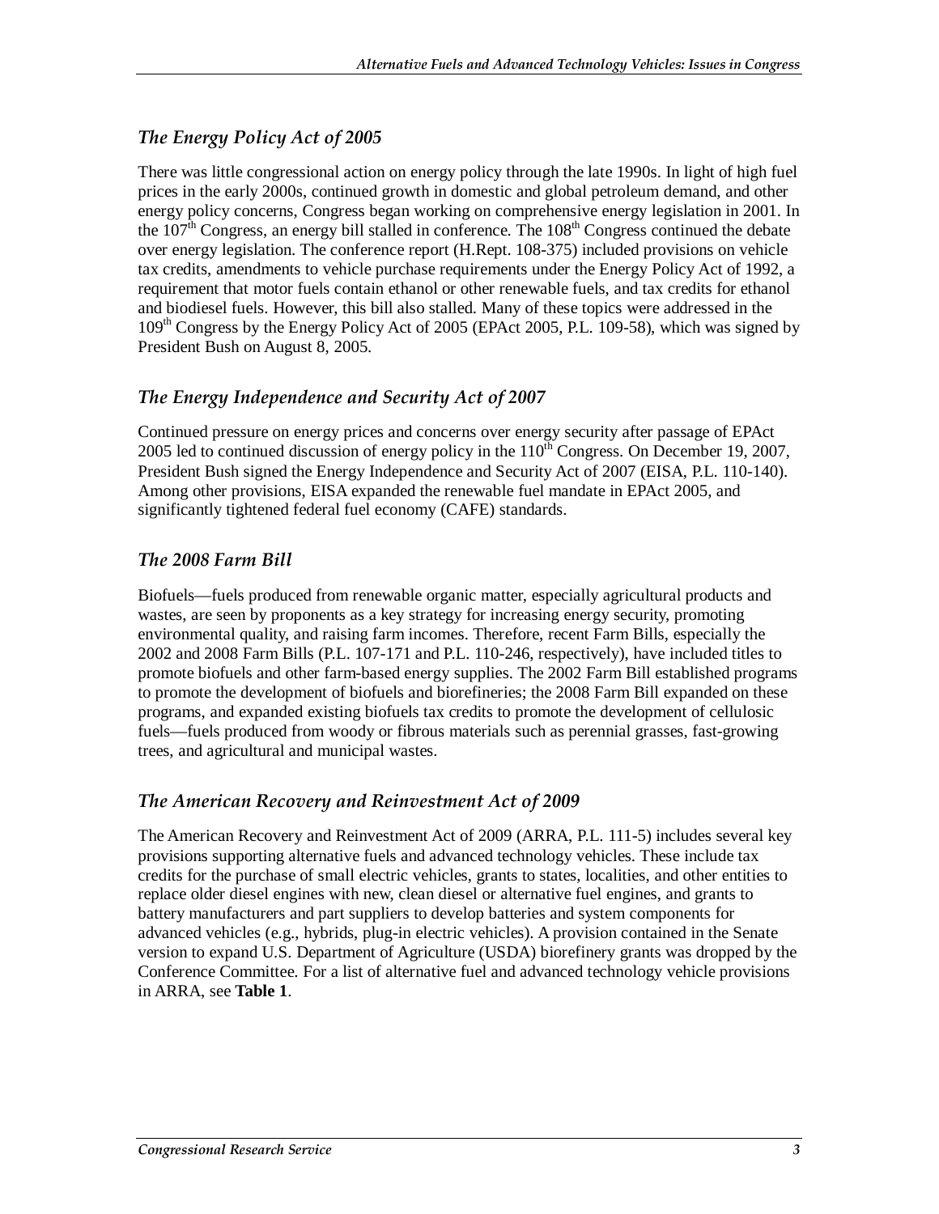### *The Energy Policy Act of 2005*

There was little congressional action on energy policy through the late 1990s. In light of high fuel prices in the early 2000s, continued growth in domestic and global petroleum demand, and other energy policy concerns, Congress began working on comprehensive energy legislation in 2001. In the 107th Congress, an energy bill stalled in conference. The 108th Congress continued the debate over energy legislation. The conference report (H.Rept. 108-375) included provisions on vehicle tax credits, amendments to vehicle purchase requirements under the Energy Policy Act of 1992, a requirement that motor fuels contain ethanol or other renewable fuels, and tax credits for ethanol and biodiesel fuels. However, this bill also stalled. Many of these topics were addressed in the 109th Congress by the Energy Policy Act of 2005 (EPAct 2005, P.L. 109-58), which was signed by President Bush on August 8, 2005.

### *The Energy Independence and Security Act of 2007*

Continued pressure on energy prices and concerns over energy security after passage of EPAct 2005 led to continued discussion of energy policy in the 110th Congress. On December 19, 2007, President Bush signed the Energy Independence and Security Act of 2007 (EISA, P.L. 110-140). Among other provisions, EISA expanded the renewable fuel mandate in EPAct 2005, and significantly tightened federal fuel economy (CAFE) standards.

### *The 2008 Farm Bill*

Biofuels—fuels produced from renewable organic matter, especially agricultural products and wastes, are seen by proponents as a key strategy for increasing energy security, promoting environmental quality, and raising farm incomes. Therefore, recent Farm Bills, especially the 2002 and 2008 Farm Bills (P.L. 107-171 and P.L. 110-246, respectively), have included titles to promote biofuels and other farm-based energy supplies. The 2002 Farm Bill established programs to promote the development of biofuels and biorefineries; the 2008 Farm Bill expanded on these programs, and expanded existing biofuels tax credits to promote the development of cellulosic fuels—fuels produced from woody or fibrous materials such as perennial grasses, fast-growing trees, and agricultural and municipal wastes.

### *The American Recovery and Reinvestment Act of 2009*

The American Recovery and Reinvestment Act of 2009 (ARRA, P.L. 111-5) includes several key provisions supporting alternative fuels and advanced technology vehicles. These include tax credits for the purchase of small electric vehicles, grants to states, localities, and other entities to replace older diesel engines with new, clean diesel or alternative fuel engines, and grants to battery manufacturers and part suppliers to develop batteries and system components for advanced vehicles (e.g., hybrids, plug-in electric vehicles). A provision contained in the Senate version to expand U.S. Department of Agriculture (USDA) biorefinery grants was dropped by the Conference Committee. For a list of alternative fuel and advanced technology vehicle provisions in ARRA, see **Table 1**.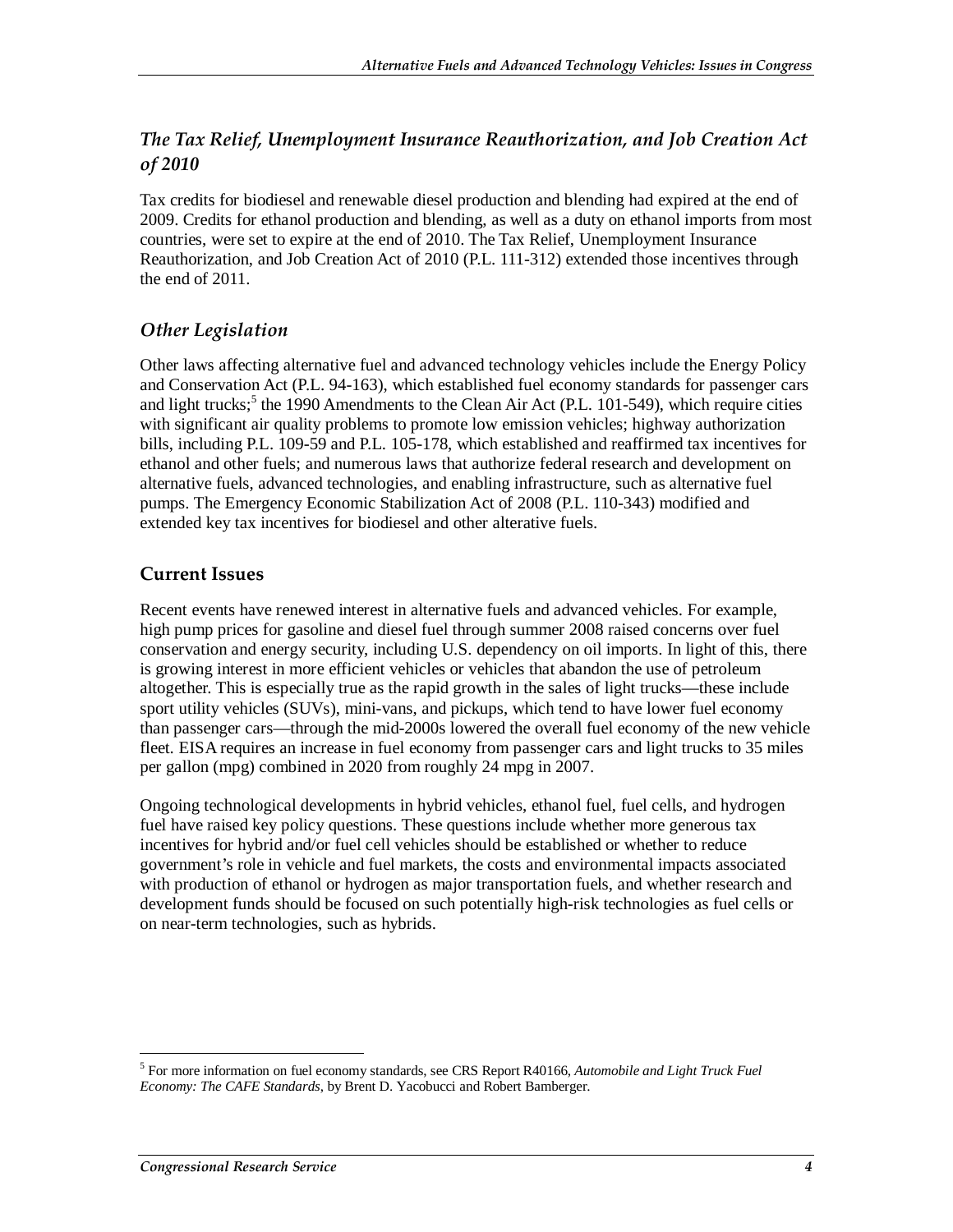### *The Tax Relief, Unemployment Insurance Reauthorization, and Job Creation Act of 2010*

Tax credits for biodiesel and renewable diesel production and blending had expired at the end of 2009. Credits for ethanol production and blending, as well as a duty on ethanol imports from most countries, were set to expire at the end of 2010. The Tax Relief, Unemployment Insurance Reauthorization, and Job Creation Act of 2010 (P.L. 111-312) extended those incentives through the end of 2011.

### *Other Legislation*

Other laws affecting alternative fuel and advanced technology vehicles include the Energy Policy and Conservation Act (P.L. 94-163), which established fuel economy standards for passenger cars and light trucks;[5] the 1990 Amendments to the Clean Air Act (P.L. 101-549), which require cities with significant air quality problems to promote low emission vehicles; highway authorization bills, including P.L. 109-59 and P.L. 105-178, which established and reaffirmed tax incentives for ethanol and other fuels; and numerous laws that authorize federal research and development on alternative fuels, advanced technologies, and enabling infrastructure, such as alternative fuel pumps. The Emergency Economic Stabilization Act of 2008 (P.L. 110-343) modified and extended key tax incentives for biodiesel and other alterative fuels.

## Current Issues

Recent events have renewed interest in alternative fuels and advanced vehicles. For example, high pump prices for gasoline and diesel fuel through summer 2008 raised concerns over fuel conservation and energy security, including U.S. dependency on oil imports. In light of this, there is growing interest in more efficient vehicles or vehicles that abandon the use of petroleum altogether. This is especially true as the rapid growth in the sales of light trucks—these include sport utility vehicles (SUVs), mini-vans, and pickups, which tend to have lower fuel economy than passenger cars—through the mid-2000s lowered the overall fuel economy of the new vehicle fleet. EISA requires an increase in fuel economy from passenger cars and light trucks to 35 miles per gallon (mpg) combined in 2020 from roughly 24 mpg in 2007.

Ongoing technological developments in hybrid vehicles, ethanol fuel, fuel cells, and hydrogen fuel have raised key policy questions. These questions include whether more generous tax incentives for hybrid and/or fuel cell vehicles should be established or whether to reduce government's role in vehicle and fuel markets, the costs and environmental impacts associated with production of ethanol or hydrogen as major transportation fuels, and whether research and development funds should be focused on such potentially high-risk technologies as fuel cells or on near-term technologies, such as hybrids.

---

[5] For more information on fuel economy standards, see CRS Report R40166, *Automobile and Light Truck Fuel Economy: The CAFE Standards*, by Brent D. Yacobucci and Robert Bamberger.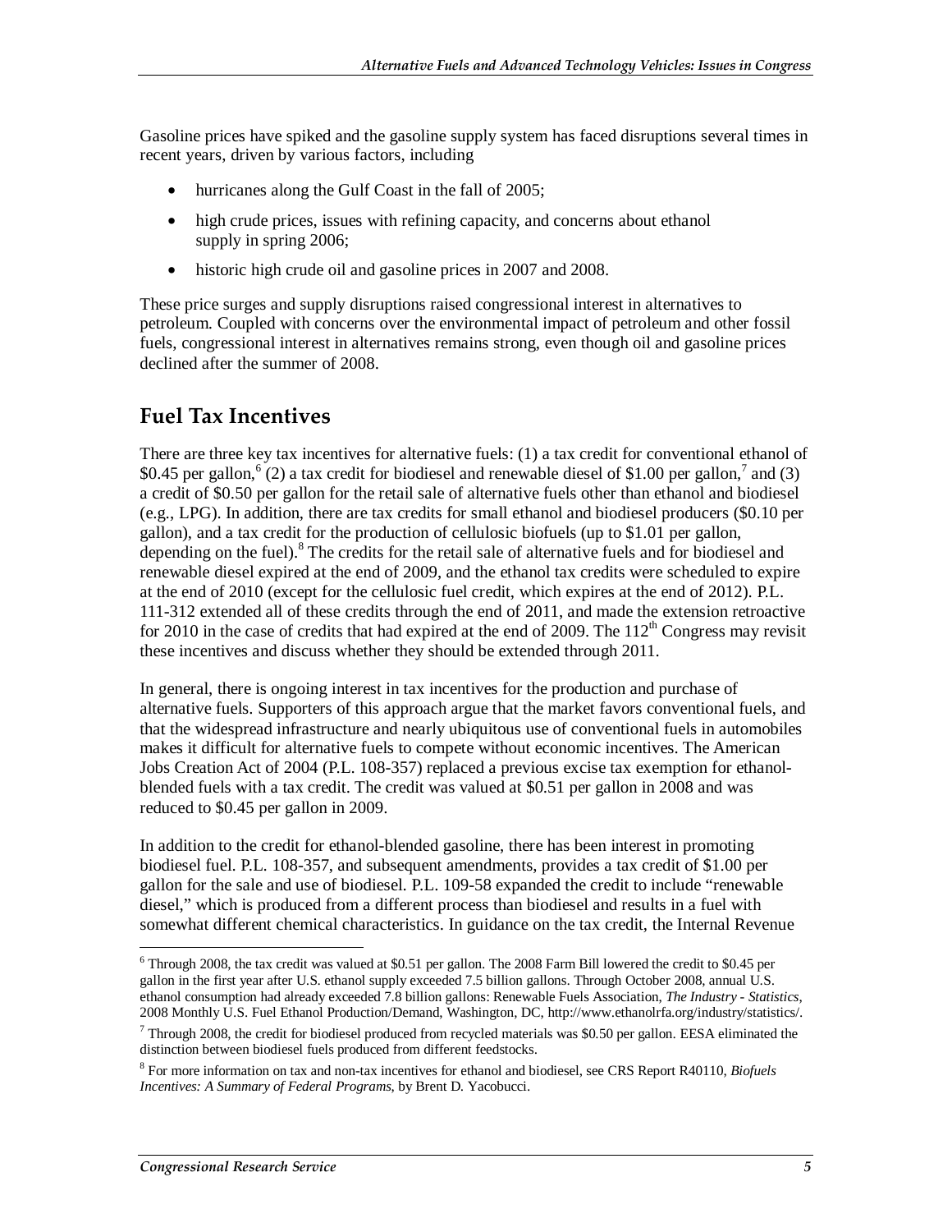Gasoline prices have spiked and the gasoline supply system has faced disruptions several times in recent years, driven by various factors, including

- hurricanes along the Gulf Coast in the fall of 2005;
- high crude prices, issues with refining capacity, and concerns about ethanol supply in spring 2006;
- historic high crude oil and gasoline prices in 2007 and 2008.

These price surges and supply disruptions raised congressional interest in alternatives to petroleum. Coupled with concerns over the environmental impact of petroleum and other fossil fuels, congressional interest in alternatives remains strong, even though oil and gasoline prices declined after the summer of 2008.

## Fuel Tax Incentives

There are three key tax incentives for alternative fuels: (1) a tax credit for conventional ethanol of $0.45 per gallon,[6] (2) a tax credit for biodiesel and renewable diesel of $1.00 per gallon,[7] and (3) a credit of $0.50 per gallon for the retail sale of alternative fuels other than ethanol and biodiesel (e.g., LPG). In addition, there are tax credits for small ethanol and biodiesel producers ($0.10 per gallon), and a tax credit for the production of cellulosic biofuels (up to $1.01 per gallon, depending on the fuel).[8] The credits for the retail sale of alternative fuels and for biodiesel and renewable diesel expired at the end of 2009, and the ethanol tax credits were scheduled to expire at the end of 2010 (except for the cellulosic fuel credit, which expires at the end of 2012). P.L. 111-312 extended all of these credits through the end of 2011, and made the extension retroactive for 2010 in the case of credits that had expired at the end of 2009. The 112th Congress may revisit these incentives and discuss whether they should be extended through 2011.

In general, there is ongoing interest in tax incentives for the production and purchase of alternative fuels. Supporters of this approach argue that the market favors conventional fuels, and that the widespread infrastructure and nearly ubiquitous use of conventional fuels in automobiles makes it difficult for alternative fuels to compete without economic incentives. The American Jobs Creation Act of 2004 (P.L. 108-357) replaced a previous excise tax exemption for ethanol-blended fuels with a tax credit. The credit was valued at $0.51 per gallon in 2008 and was reduced to $0.45 per gallon in 2009.

In addition to the credit for ethanol-blended gasoline, there has been interest in promoting biodiesel fuel. P.L. 108-357, and subsequent amendments, provides a tax credit of $1.00 per gallon for the sale and use of biodiesel. P.L. 109-58 expanded the credit to include "renewable diesel," which is produced from a different process than biodiesel and results in a fuel with somewhat different chemical characteristics. In guidance on the tax credit, the Internal Revenue

---

[6] Through 2008, the tax credit was valued at $0.51 per gallon. The 2008 Farm Bill lowered the credit to $0.45 per gallon in the first year after U.S. ethanol supply exceeded 7.5 billion gallons. Through October 2008, annual U.S. ethanol consumption had already exceeded 7.8 billion gallons: Renewable Fuels Association, *The Industry - Statistics*, 2008 Monthly U.S. Fuel Ethanol Production/Demand, Washington, DC, http://www.ethanolrfa.org/industry/statistics/.

[7] Through 2008, the credit for biodiesel produced from recycled materials was $0.50 per gallon. EESA eliminated the distinction between biodiesel fuels produced from different feedstocks.

[8] For more information on tax and non-tax incentives for ethanol and biodiesel, see CRS Report R40110, *Biofuels Incentives: A Summary of Federal Programs*, by Brent D. Yacobucci.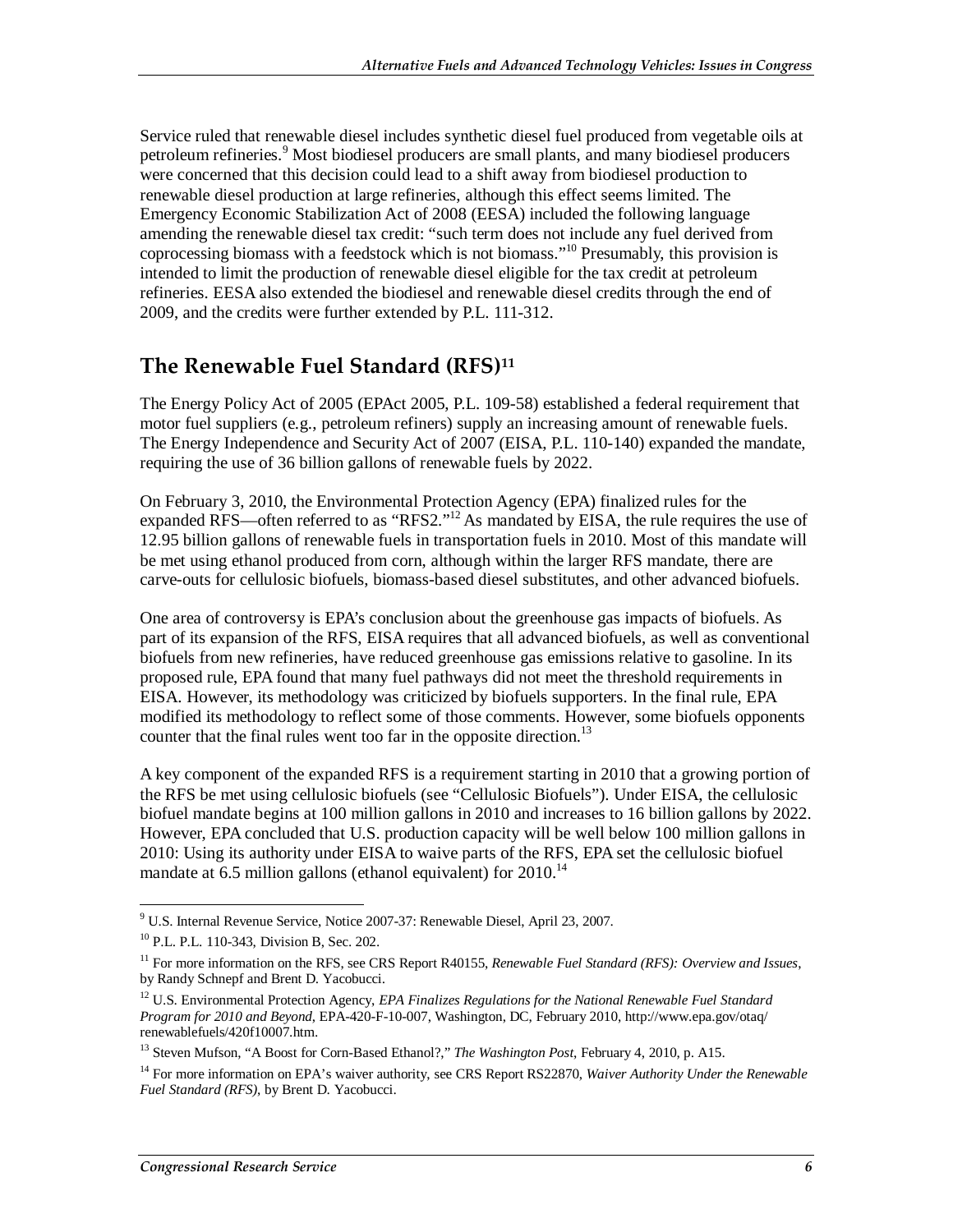Service ruled that renewable diesel includes synthetic diesel fuel produced from vegetable oils at petroleum refineries.[9] Most biodiesel producers are small plants, and many biodiesel producers were concerned that this decision could lead to a shift away from biodiesel production to renewable diesel production at large refineries, although this effect seems limited. The Emergency Economic Stabilization Act of 2008 (EESA) included the following language amending the renewable diesel tax credit: "such term does not include any fuel derived from coprocessing biomass with a feedstock which is not biomass."[10] Presumably, this provision is intended to limit the production of renewable diesel eligible for the tax credit at petroleum refineries. EESA also extended the biodiesel and renewable diesel credits through the end of 2009, and the credits were further extended by P.L. 111-312.

## The Renewable Fuel Standard (RFS)[11]

The Energy Policy Act of 2005 (EPAct 2005, P.L. 109-58) established a federal requirement that motor fuel suppliers (e.g., petroleum refiners) supply an increasing amount of renewable fuels. The Energy Independence and Security Act of 2007 (EISA, P.L. 110-140) expanded the mandate, requiring the use of 36 billion gallons of renewable fuels by 2022.

On February 3, 2010, the Environmental Protection Agency (EPA) finalized rules for the expanded RFS—often referred to as "RFS2."[12] As mandated by EISA, the rule requires the use of 12.95 billion gallons of renewable fuels in transportation fuels in 2010. Most of this mandate will be met using ethanol produced from corn, although within the larger RFS mandate, there are carve-outs for cellulosic biofuels, biomass-based diesel substitutes, and other advanced biofuels.

One area of controversy is EPA's conclusion about the greenhouse gas impacts of biofuels. As part of its expansion of the RFS, EISA requires that all advanced biofuels, as well as conventional biofuels from new refineries, have reduced greenhouse gas emissions relative to gasoline. In its proposed rule, EPA found that many fuel pathways did not meet the threshold requirements in EISA. However, its methodology was criticized by biofuels supporters. In the final rule, EPA modified its methodology to reflect some of those comments. However, some biofuels opponents counter that the final rules went too far in the opposite direction.[13]

A key component of the expanded RFS is a requirement starting in 2010 that a growing portion of the RFS be met using cellulosic biofuels (see "Cellulosic Biofuels"). Under EISA, the cellulosic biofuel mandate begins at 100 million gallons in 2010 and increases to 16 billion gallons by 2022. However, EPA concluded that U.S. production capacity will be well below 100 million gallons in 2010: Using its authority under EISA to waive parts of the RFS, EPA set the cellulosic biofuel mandate at 6.5 million gallons (ethanol equivalent) for 2010.[14]

---

[9] U.S. Internal Revenue Service, Notice 2007-37: Renewable Diesel, April 23, 2007.

[10] P.L. P.L. 110-343, Division B, Sec. 202.

[11] For more information on the RFS, see CRS Report R40155, *Renewable Fuel Standard (RFS): Overview and Issues*, by Randy Schnepf and Brent D. Yacobucci.

[12] U.S. Environmental Protection Agency, *EPA Finalizes Regulations for the National Renewable Fuel Standard Program for 2010 and Beyond*, EPA-420-F-10-007, Washington, DC, February 2010, http://www.epa.gov/otaq/renewablefuels/420f10007.htm.

[13] Steven Mufson, "A Boost for Corn-Based Ethanol?," *The Washington Post*, February 4, 2010, p. A15.

[14] For more information on EPA's waiver authority, see CRS Report RS22870, *Waiver Authority Under the Renewable Fuel Standard (RFS)*, by Brent D. Yacobucci.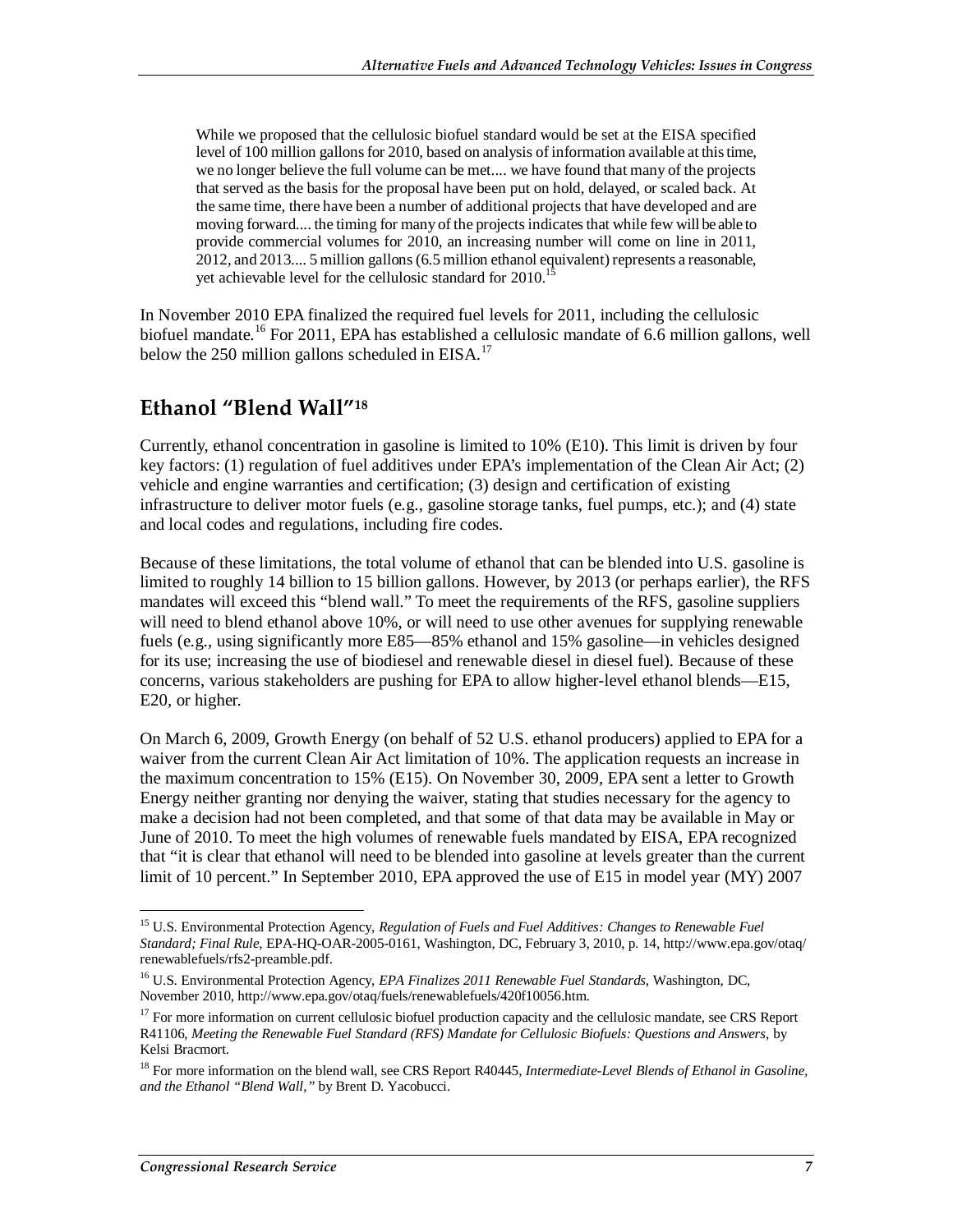> While we proposed that the cellulosic biofuel standard would be set at the EISA specified level of 100 million gallons for 2010, based on analysis of information available at this time, we no longer believe the full volume can be met.... we have found that many of the projects that served as the basis for the proposal have been put on hold, delayed, or scaled back. At the same time, there have been a number of additional projects that have developed and are moving forward.... the timing for many of the projects indicates that while few will be able to provide commercial volumes for 2010, an increasing number will come on line in 2011, 2012, and 2013.... 5 million gallons (6.5 million ethanol equivalent) represents a reasonable, yet achievable level for the cellulosic standard for 2010.[15]

In November 2010 EPA finalized the required fuel levels for 2011, including the cellulosic biofuel mandate.[16] For 2011, EPA has established a cellulosic mandate of 6.6 million gallons, well below the 250 million gallons scheduled in EISA.[17]

## Ethanol "Blend Wall"[18]

Currently, ethanol concentration in gasoline is limited to 10% (E10). This limit is driven by four key factors: (1) regulation of fuel additives under EPA's implementation of the Clean Air Act; (2) vehicle and engine warranties and certification; (3) design and certification of existing infrastructure to deliver motor fuels (e.g., gasoline storage tanks, fuel pumps, etc.); and (4) state and local codes and regulations, including fire codes.

Because of these limitations, the total volume of ethanol that can be blended into U.S. gasoline is limited to roughly 14 billion to 15 billion gallons. However, by 2013 (or perhaps earlier), the RFS mandates will exceed this "blend wall." To meet the requirements of the RFS, gasoline suppliers will need to blend ethanol above 10%, or will need to use other avenues for supplying renewable fuels (e.g., using significantly more E85—85% ethanol and 15% gasoline—in vehicles designed for its use; increasing the use of biodiesel and renewable diesel in diesel fuel). Because of these concerns, various stakeholders are pushing for EPA to allow higher-level ethanol blends—E15, E20, or higher.

On March 6, 2009, Growth Energy (on behalf of 52 U.S. ethanol producers) applied to EPA for a waiver from the current Clean Air Act limitation of 10%. The application requests an increase in the maximum concentration to 15% (E15). On November 30, 2009, EPA sent a letter to Growth Energy neither granting nor denying the waiver, stating that studies necessary for the agency to make a decision had not been completed, and that some of that data may be available in May or June of 2010. To meet the high volumes of renewable fuels mandated by EISA, EPA recognized that "it is clear that ethanol will need to be blended into gasoline at levels greater than the current limit of 10 percent." In September 2010, EPA approved the use of E15 in model year (MY) 2007

---

[15] U.S. Environmental Protection Agency, *Regulation of Fuels and Fuel Additives: Changes to Renewable Fuel Standard; Final Rule*, EPA-HQ-OAR-2005-0161, Washington, DC, February 3, 2010, p. 14, http://www.epa.gov/otaq/renewablefuels/rfs2-preamble.pdf.

[16] U.S. Environmental Protection Agency, *EPA Finalizes 2011 Renewable Fuel Standards*, Washington, DC, November 2010, http://www.epa.gov/otaq/fuels/renewablefuels/420f10056.htm.

[17] For more information on current cellulosic biofuel production capacity and the cellulosic mandate, see CRS Report R41106, *Meeting the Renewable Fuel Standard (RFS) Mandate for Cellulosic Biofuels: Questions and Answers*, by Kelsi Bracmort.

[18] For more information on the blend wall, see CRS Report R40445, *Intermediate-Level Blends of Ethanol in Gasoline, and the Ethanol "Blend Wall,"* by Brent D. Yacobucci.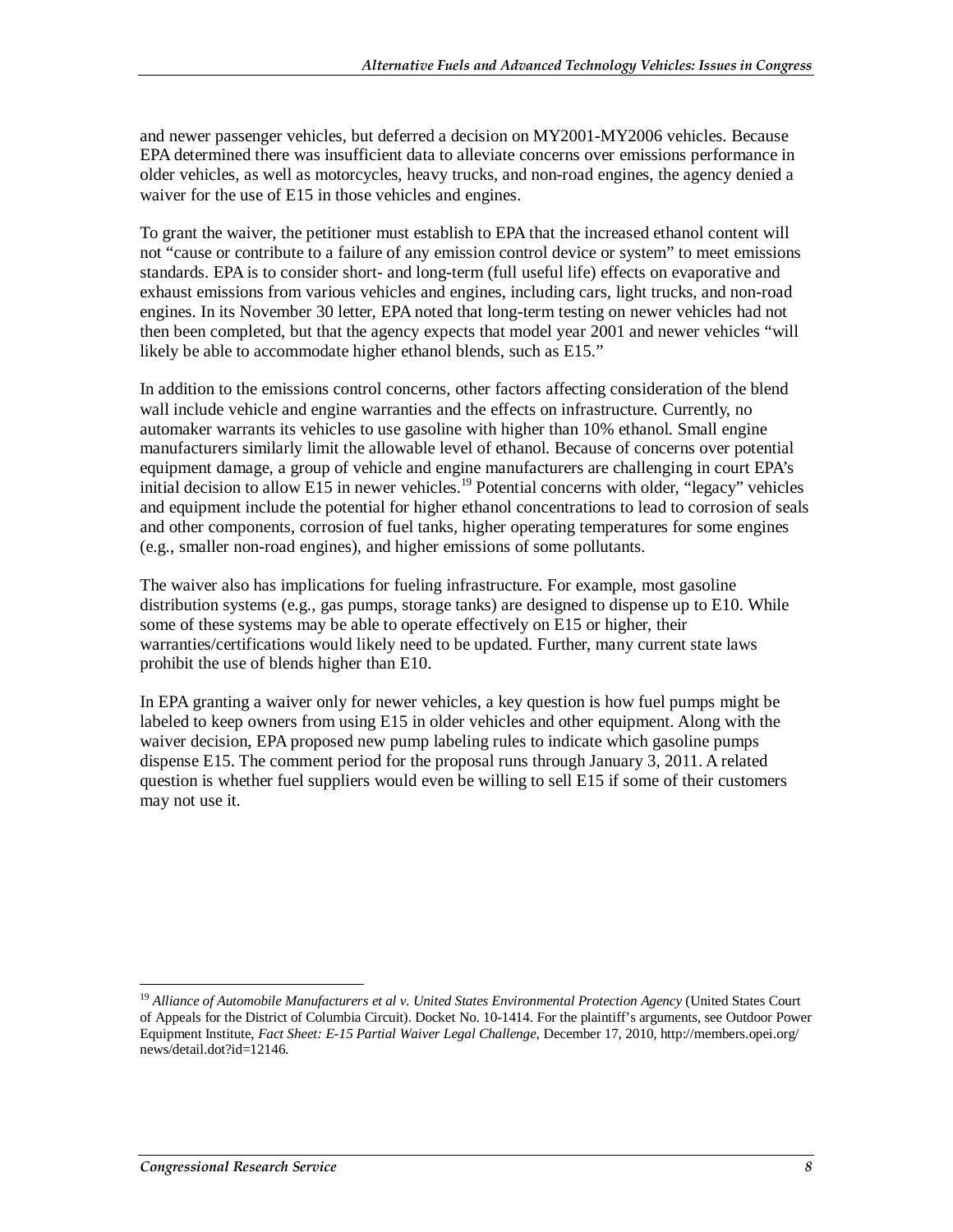and newer passenger vehicles, but deferred a decision on MY2001-MY2006 vehicles. Because EPA determined there was insufficient data to alleviate concerns over emissions performance in older vehicles, as well as motorcycles, heavy trucks, and non-road engines, the agency denied a waiver for the use of E15 in those vehicles and engines.

To grant the waiver, the petitioner must establish to EPA that the increased ethanol content will not "cause or contribute to a failure of any emission control device or system" to meet emissions standards. EPA is to consider short- and long-term (full useful life) effects on evaporative and exhaust emissions from various vehicles and engines, including cars, light trucks, and non-road engines. In its November 30 letter, EPA noted that long-term testing on newer vehicles had not then been completed, but that the agency expects that model year 2001 and newer vehicles "will likely be able to accommodate higher ethanol blends, such as E15."

In addition to the emissions control concerns, other factors affecting consideration of the blend wall include vehicle and engine warranties and the effects on infrastructure. Currently, no automaker warrants its vehicles to use gasoline with higher than 10% ethanol. Small engine manufacturers similarly limit the allowable level of ethanol. Because of concerns over potential equipment damage, a group of vehicle and engine manufacturers are challenging in court EPA's initial decision to allow E15 in newer vehicles.[19] Potential concerns with older, "legacy" vehicles and equipment include the potential for higher ethanol concentrations to lead to corrosion of seals and other components, corrosion of fuel tanks, higher operating temperatures for some engines (e.g., smaller non-road engines), and higher emissions of some pollutants.

The waiver also has implications for fueling infrastructure. For example, most gasoline distribution systems (e.g., gas pumps, storage tanks) are designed to dispense up to E10. While some of these systems may be able to operate effectively on E15 or higher, their warranties/certifications would likely need to be updated. Further, many current state laws prohibit the use of blends higher than E10.

In EPA granting a waiver only for newer vehicles, a key question is how fuel pumps might be labeled to keep owners from using E15 in older vehicles and other equipment. Along with the waiver decision, EPA proposed new pump labeling rules to indicate which gasoline pumps dispense E15. The comment period for the proposal runs through January 3, 2011. A related question is whether fuel suppliers would even be willing to sell E15 if some of their customers may not use it.

---

[19] *Alliance of Automobile Manufacturers et al v. United States Environmental Protection Agency* (United States Court of Appeals for the District of Columbia Circuit). Docket No. 10-1414. For the plaintiff's arguments, see Outdoor Power Equipment Institute, *Fact Sheet: E-15 Partial Waiver Legal Challenge*, December 17, 2010, http://members.opei.org/news/detail.dot?id=12146.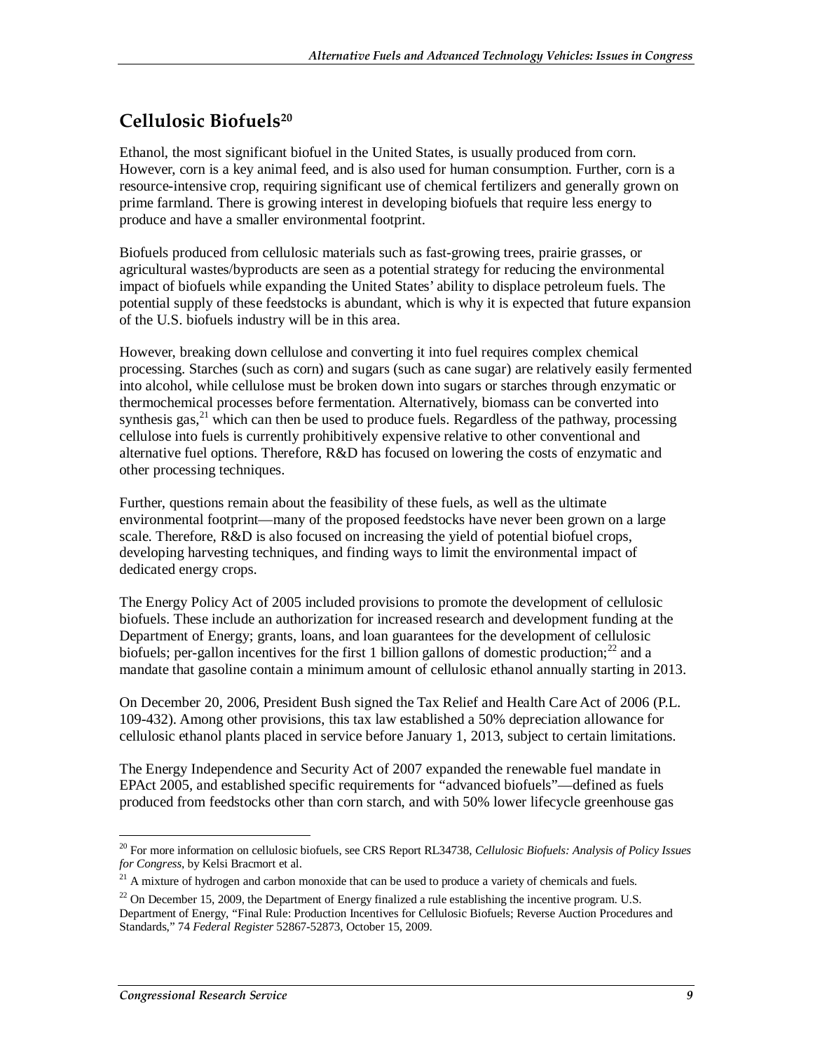## Cellulosic Biofuels[20]

Ethanol, the most significant biofuel in the United States, is usually produced from corn. However, corn is a key animal feed, and is also used for human consumption. Further, corn is a resource-intensive crop, requiring significant use of chemical fertilizers and generally grown on prime farmland. There is growing interest in developing biofuels that require less energy to produce and have a smaller environmental footprint.

Biofuels produced from cellulosic materials such as fast-growing trees, prairie grasses, or agricultural wastes/byproducts are seen as a potential strategy for reducing the environmental impact of biofuels while expanding the United States' ability to displace petroleum fuels. The potential supply of these feedstocks is abundant, which is why it is expected that future expansion of the U.S. biofuels industry will be in this area.

However, breaking down cellulose and converting it into fuel requires complex chemical processing. Starches (such as corn) and sugars (such as cane sugar) are relatively easily fermented into alcohol, while cellulose must be broken down into sugars or starches through enzymatic or thermochemical processes before fermentation. Alternatively, biomass can be converted into synthesis gas,[21] which can then be used to produce fuels. Regardless of the pathway, processing cellulose into fuels is currently prohibitively expensive relative to other conventional and alternative fuel options. Therefore, R&D has focused on lowering the costs of enzymatic and other processing techniques.

Further, questions remain about the feasibility of these fuels, as well as the ultimate environmental footprint—many of the proposed feedstocks have never been grown on a large scale. Therefore, R&D is also focused on increasing the yield of potential biofuel crops, developing harvesting techniques, and finding ways to limit the environmental impact of dedicated energy crops.

The Energy Policy Act of 2005 included provisions to promote the development of cellulosic biofuels. These include an authorization for increased research and development funding at the Department of Energy; grants, loans, and loan guarantees for the development of cellulosic biofuels; per-gallon incentives for the first 1 billion gallons of domestic production;[22] and a mandate that gasoline contain a minimum amount of cellulosic ethanol annually starting in 2013.

On December 20, 2006, President Bush signed the Tax Relief and Health Care Act of 2006 (P.L. 109-432). Among other provisions, this tax law established a 50% depreciation allowance for cellulosic ethanol plants placed in service before January 1, 2013, subject to certain limitations.

The Energy Independence and Security Act of 2007 expanded the renewable fuel mandate in EPAct 2005, and established specific requirements for "advanced biofuels"—defined as fuels produced from feedstocks other than corn starch, and with 50% lower lifecycle greenhouse gas

---

[20] For more information on cellulosic biofuels, see CRS Report RL34738, *Cellulosic Biofuels: Analysis of Policy Issues for Congress*, by Kelsi Bracmort et al.

[21] A mixture of hydrogen and carbon monoxide that can be used to produce a variety of chemicals and fuels.

[22] On December 15, 2009, the Department of Energy finalized a rule establishing the incentive program. U.S. Department of Energy, "Final Rule: Production Incentives for Cellulosic Biofuels; Reverse Auction Procedures and Standards," 74 *Federal Register* 52867-52873, October 15, 2009.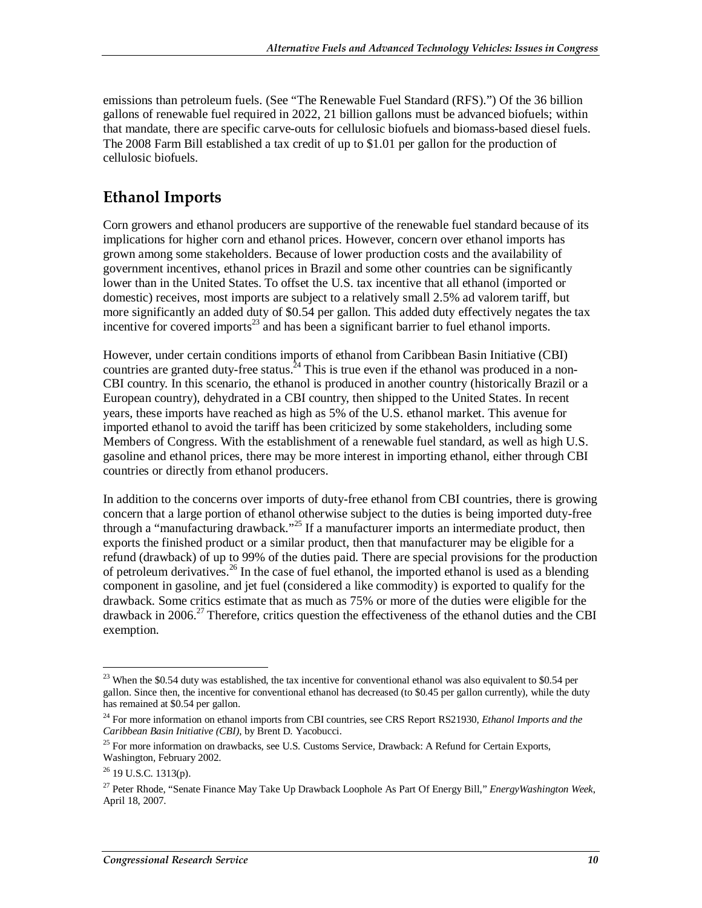emissions than petroleum fuels. (See "The Renewable Fuel Standard (RFS).") Of the 36 billion gallons of renewable fuel required in 2022, 21 billion gallons must be advanced biofuels; within that mandate, there are specific carve-outs for cellulosic biofuels and biomass-based diesel fuels. The 2008 Farm Bill established a tax credit of up to $1.01 per gallon for the production of cellulosic biofuels.

## Ethanol Imports

Corn growers and ethanol producers are supportive of the renewable fuel standard because of its implications for higher corn and ethanol prices. However, concern over ethanol imports has grown among some stakeholders. Because of lower production costs and the availability of government incentives, ethanol prices in Brazil and some other countries can be significantly lower than in the United States. To offset the U.S. tax incentive that all ethanol (imported or domestic) receives, most imports are subject to a relatively small 2.5% ad valorem tariff, but more significantly an added duty of $0.54 per gallon. This added duty effectively negates the tax incentive for covered imports[23] and has been a significant barrier to fuel ethanol imports.

However, under certain conditions imports of ethanol from Caribbean Basin Initiative (CBI) countries are granted duty-free status.[24] This is true even if the ethanol was produced in a non-CBI country. In this scenario, the ethanol is produced in another country (historically Brazil or a European country), dehydrated in a CBI country, then shipped to the United States. In recent years, these imports have reached as high as 5% of the U.S. ethanol market. This avenue for imported ethanol to avoid the tariff has been criticized by some stakeholders, including some Members of Congress. With the establishment of a renewable fuel standard, as well as high U.S. gasoline and ethanol prices, there may be more interest in importing ethanol, either through CBI countries or directly from ethanol producers.

In addition to the concerns over imports of duty-free ethanol from CBI countries, there is growing concern that a large portion of ethanol otherwise subject to the duties is being imported duty-free through a "manufacturing drawback."[25] If a manufacturer imports an intermediate product, then exports the finished product or a similar product, then that manufacturer may be eligible for a refund (drawback) of up to 99% of the duties paid. There are special provisions for the production of petroleum derivatives.[26] In the case of fuel ethanol, the imported ethanol is used as a blending component in gasoline, and jet fuel (considered a like commodity) is exported to qualify for the drawback. Some critics estimate that as much as 75% or more of the duties were eligible for the drawback in 2006.[27] Therefore, critics question the effectiveness of the ethanol duties and the CBI exemption.

---

[23] When the $0.54 duty was established, the tax incentive for conventional ethanol was also equivalent to $0.54 per gallon. Since then, the incentive for conventional ethanol has decreased (to $0.45 per gallon currently), while the duty has remained at $0.54 per gallon.

[24] For more information on ethanol imports from CBI countries, see CRS Report RS21930, *Ethanol Imports and the Caribbean Basin Initiative (CBI)*, by Brent D. Yacobucci.

[25] For more information on drawbacks, see U.S. Customs Service, Drawback: A Refund for Certain Exports, Washington, February 2002.

[26] 19 U.S.C. 1313(p).

[27] Peter Rhode, "Senate Finance May Take Up Drawback Loophole As Part Of Energy Bill," *EnergyWashington Week*, April 18, 2007.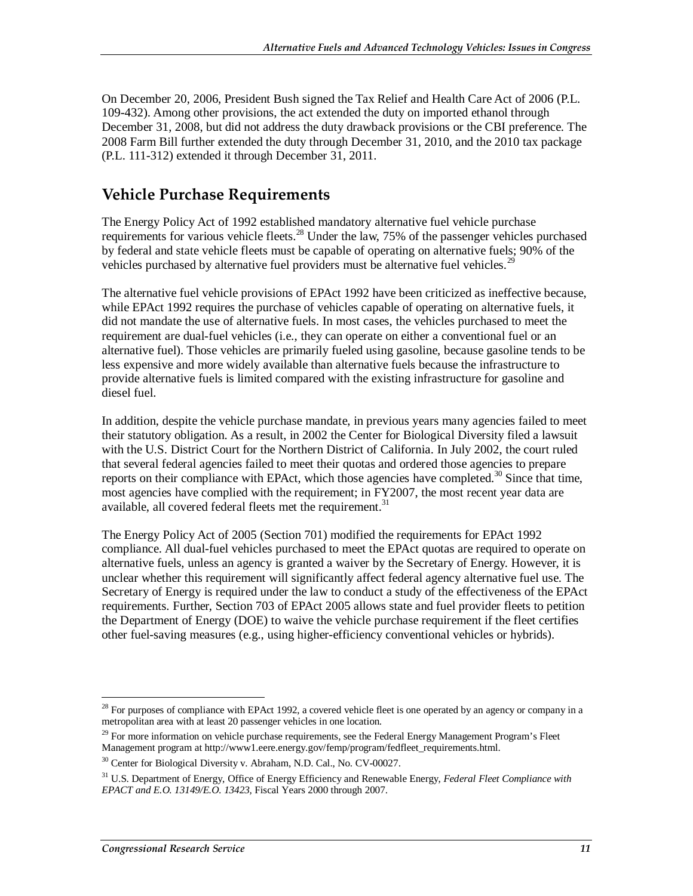On December 20, 2006, President Bush signed the Tax Relief and Health Care Act of 2006 (P.L. 109-432). Among other provisions, the act extended the duty on imported ethanol through December 31, 2008, but did not address the duty drawback provisions or the CBI preference. The 2008 Farm Bill further extended the duty through December 31, 2010, and the 2010 tax package (P.L. 111-312) extended it through December 31, 2011.

## Vehicle Purchase Requirements

The Energy Policy Act of 1992 established mandatory alternative fuel vehicle purchase requirements for various vehicle fleets.[28] Under the law, 75% of the passenger vehicles purchased by federal and state vehicle fleets must be capable of operating on alternative fuels; 90% of the vehicles purchased by alternative fuel providers must be alternative fuel vehicles.[29]

The alternative fuel vehicle provisions of EPAct 1992 have been criticized as ineffective because, while EPAct 1992 requires the purchase of vehicles capable of operating on alternative fuels, it did not mandate the use of alternative fuels. In most cases, the vehicles purchased to meet the requirement are dual-fuel vehicles (i.e., they can operate on either a conventional fuel or an alternative fuel). Those vehicles are primarily fueled using gasoline, because gasoline tends to be less expensive and more widely available than alternative fuels because the infrastructure to provide alternative fuels is limited compared with the existing infrastructure for gasoline and diesel fuel.

In addition, despite the vehicle purchase mandate, in previous years many agencies failed to meet their statutory obligation. As a result, in 2002 the Center for Biological Diversity filed a lawsuit with the U.S. District Court for the Northern District of California. In July 2002, the court ruled that several federal agencies failed to meet their quotas and ordered those agencies to prepare reports on their compliance with EPAct, which those agencies have completed.[30] Since that time, most agencies have complied with the requirement; in FY2007, the most recent year data are available, all covered federal fleets met the requirement.[31]

The Energy Policy Act of 2005 (Section 701) modified the requirements for EPAct 1992 compliance. All dual-fuel vehicles purchased to meet the EPAct quotas are required to operate on alternative fuels, unless an agency is granted a waiver by the Secretary of Energy. However, it is unclear whether this requirement will significantly affect federal agency alternative fuel use. The Secretary of Energy is required under the law to conduct a study of the effectiveness of the EPAct requirements. Further, Section 703 of EPAct 2005 allows state and fuel provider fleets to petition the Department of Energy (DOE) to waive the vehicle purchase requirement if the fleet certifies other fuel-saving measures (e.g., using higher-efficiency conventional vehicles or hybrids).

---

[28] For purposes of compliance with EPAct 1992, a covered vehicle fleet is one operated by an agency or company in a metropolitan area with at least 20 passenger vehicles in one location.

[29] For more information on vehicle purchase requirements, see the Federal Energy Management Program's Fleet Management program at http://www1.eere.energy.gov/femp/program/fedfleet_requirements.html.

[30] Center for Biological Diversity v. Abraham, N.D. Cal., No. CV-00027.

[31] U.S. Department of Energy, Office of Energy Efficiency and Renewable Energy, *Federal Fleet Compliance with EPACT and E.O. 13149/E.O. 13423,* Fiscal Years 2000 through 2007.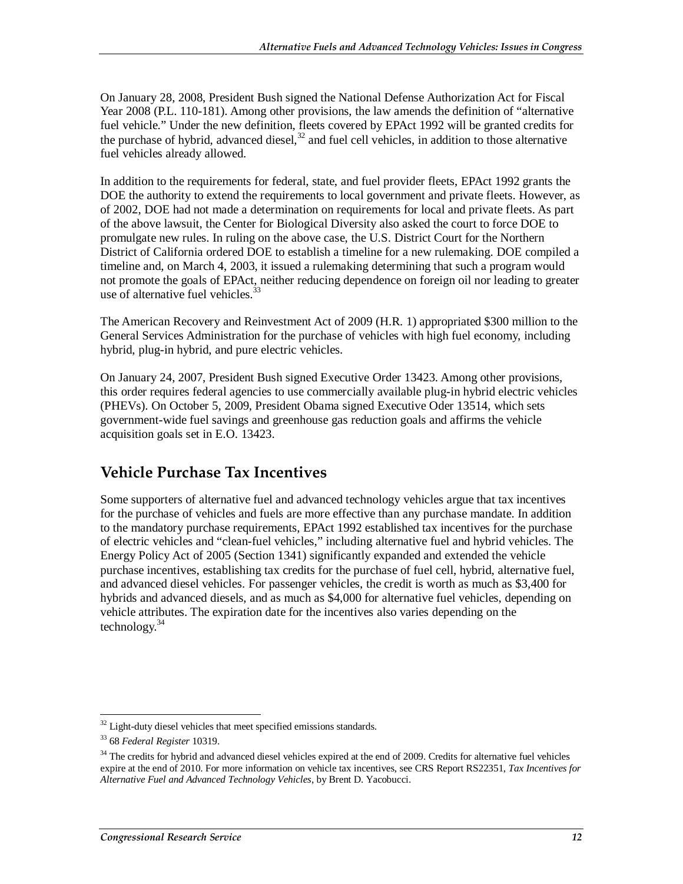On January 28, 2008, President Bush signed the National Defense Authorization Act for Fiscal Year 2008 (P.L. 110-181). Among other provisions, the law amends the definition of "alternative fuel vehicle." Under the new definition, fleets covered by EPAct 1992 will be granted credits for the purchase of hybrid, advanced diesel,[32] and fuel cell vehicles, in addition to those alternative fuel vehicles already allowed.

In addition to the requirements for federal, state, and fuel provider fleets, EPAct 1992 grants the DOE the authority to extend the requirements to local government and private fleets. However, as of 2002, DOE had not made a determination on requirements for local and private fleets. As part of the above lawsuit, the Center for Biological Diversity also asked the court to force DOE to promulgate new rules. In ruling on the above case, the U.S. District Court for the Northern District of California ordered DOE to establish a timeline for a new rulemaking. DOE compiled a timeline and, on March 4, 2003, it issued a rulemaking determining that such a program would not promote the goals of EPAct, neither reducing dependence on foreign oil nor leading to greater use of alternative fuel vehicles.[33]

The American Recovery and Reinvestment Act of 2009 (H.R. 1) appropriated $300 million to the General Services Administration for the purchase of vehicles with high fuel economy, including hybrid, plug-in hybrid, and pure electric vehicles.

On January 24, 2007, President Bush signed Executive Order 13423. Among other provisions, this order requires federal agencies to use commercially available plug-in hybrid electric vehicles (PHEVs). On October 5, 2009, President Obama signed Executive Oder 13514, which sets government-wide fuel savings and greenhouse gas reduction goals and affirms the vehicle acquisition goals set in E.O. 13423.

## Vehicle Purchase Tax Incentives

Some supporters of alternative fuel and advanced technology vehicles argue that tax incentives for the purchase of vehicles and fuels are more effective than any purchase mandate. In addition to the mandatory purchase requirements, EPAct 1992 established tax incentives for the purchase of electric vehicles and "clean-fuel vehicles," including alternative fuel and hybrid vehicles. The Energy Policy Act of 2005 (Section 1341) significantly expanded and extended the vehicle purchase incentives, establishing tax credits for the purchase of fuel cell, hybrid, alternative fuel, and advanced diesel vehicles. For passenger vehicles, the credit is worth as much as $3,400 for hybrids and advanced diesels, and as much as $4,000 for alternative fuel vehicles, depending on vehicle attributes. The expiration date for the incentives also varies depending on the technology.[34]

---

[32] Light-duty diesel vehicles that meet specified emissions standards.

[33] 68 *Federal Register* 10319.

[34] The credits for hybrid and advanced diesel vehicles expired at the end of 2009. Credits for alternative fuel vehicles expire at the end of 2010. For more information on vehicle tax incentives, see CRS Report RS22351, *Tax Incentives for Alternative Fuel and Advanced Technology Vehicles*, by Brent D. Yacobucci.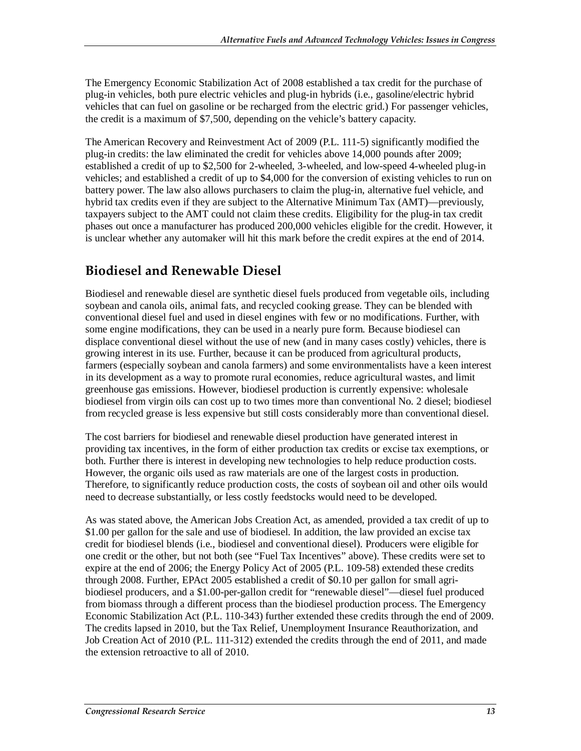The Emergency Economic Stabilization Act of 2008 established a tax credit for the purchase of plug-in vehicles, both pure electric vehicles and plug-in hybrids (i.e., gasoline/electric hybrid vehicles that can fuel on gasoline or be recharged from the electric grid.) For passenger vehicles, the credit is a maximum of $7,500, depending on the vehicle's battery capacity.

The American Recovery and Reinvestment Act of 2009 (P.L. 111-5) significantly modified the plug-in credits: the law eliminated the credit for vehicles above 14,000 pounds after 2009; established a credit of up to $2,500 for 2-wheeled, 3-wheeled, and low-speed 4-wheeled plug-in vehicles; and established a credit of up to $4,000 for the conversion of existing vehicles to run on battery power. The law also allows purchasers to claim the plug-in, alternative fuel vehicle, and hybrid tax credits even if they are subject to the Alternative Minimum Tax (AMT)—previously, taxpayers subject to the AMT could not claim these credits. Eligibility for the plug-in tax credit phases out once a manufacturer has produced 200,000 vehicles eligible for the credit. However, it is unclear whether any automaker will hit this mark before the credit expires at the end of 2014.

## Biodiesel and Renewable Diesel

Biodiesel and renewable diesel are synthetic diesel fuels produced from vegetable oils, including soybean and canola oils, animal fats, and recycled cooking grease. They can be blended with conventional diesel fuel and used in diesel engines with few or no modifications. Further, with some engine modifications, they can be used in a nearly pure form. Because biodiesel can displace conventional diesel without the use of new (and in many cases costly) vehicles, there is growing interest in its use. Further, because it can be produced from agricultural products, farmers (especially soybean and canola farmers) and some environmentalists have a keen interest in its development as a way to promote rural economies, reduce agricultural wastes, and limit greenhouse gas emissions. However, biodiesel production is currently expensive: wholesale biodiesel from virgin oils can cost up to two times more than conventional No. 2 diesel; biodiesel from recycled grease is less expensive but still costs considerably more than conventional diesel.

The cost barriers for biodiesel and renewable diesel production have generated interest in providing tax incentives, in the form of either production tax credits or excise tax exemptions, or both. Further there is interest in developing new technologies to help reduce production costs. However, the organic oils used as raw materials are one of the largest costs in production. Therefore, to significantly reduce production costs, the costs of soybean oil and other oils would need to decrease substantially, or less costly feedstocks would need to be developed.

As was stated above, the American Jobs Creation Act, as amended, provided a tax credit of up to $1.00 per gallon for the sale and use of biodiesel. In addition, the law provided an excise tax credit for biodiesel blends (i.e., biodiesel and conventional diesel). Producers were eligible for one credit or the other, but not both (see "Fuel Tax Incentives" above). These credits were set to expire at the end of 2006; the Energy Policy Act of 2005 (P.L. 109-58) extended these credits through 2008. Further, EPAct 2005 established a credit of $0.10 per gallon for small agri-biodiesel producers, and a $1.00-per-gallon credit for "renewable diesel"—diesel fuel produced from biomass through a different process than the biodiesel production process. The Emergency Economic Stabilization Act (P.L. 110-343) further extended these credits through the end of 2009. The credits lapsed in 2010, but the Tax Relief, Unemployment Insurance Reauthorization, and Job Creation Act of 2010 (P.L. 111-312) extended the credits through the end of 2011, and made the extension retroactive to all of 2010.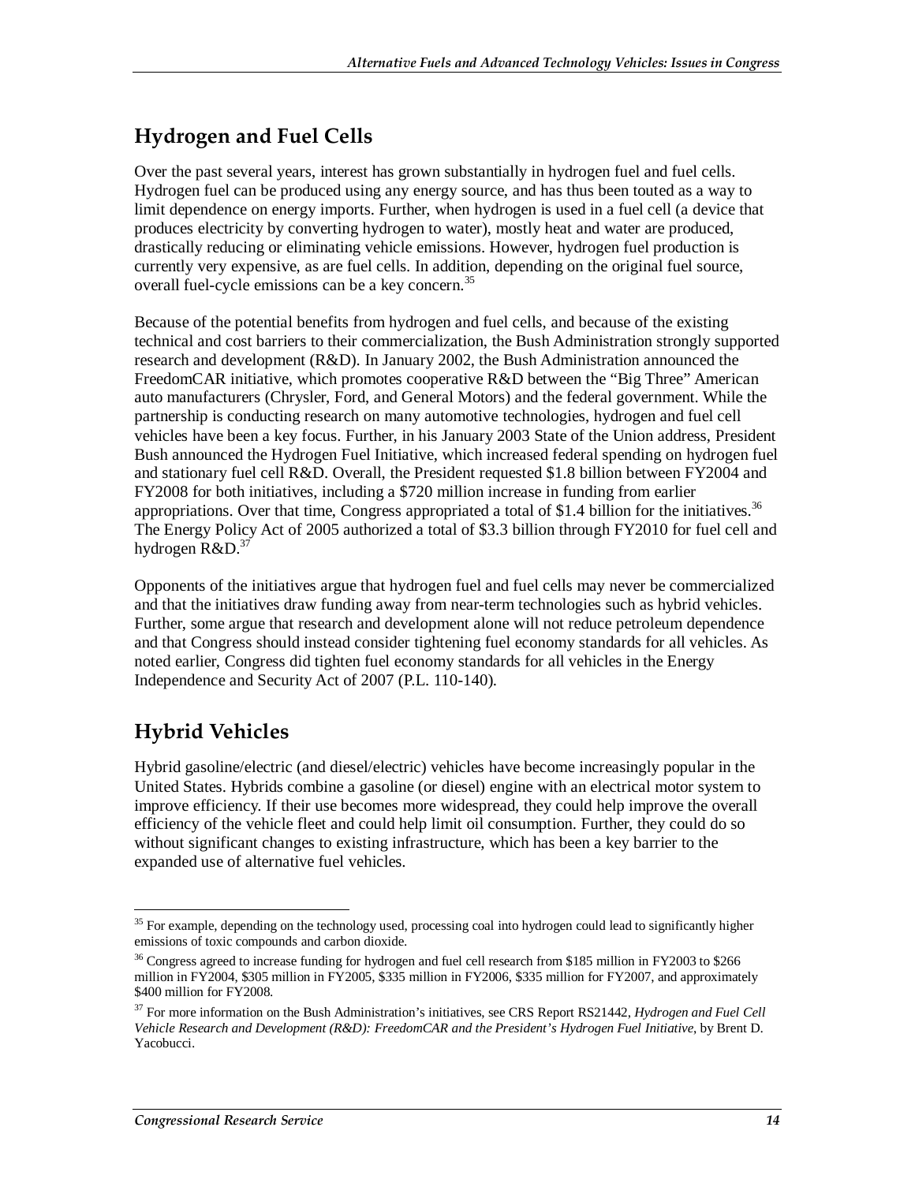## Hydrogen and Fuel Cells

Over the past several years, interest has grown substantially in hydrogen fuel and fuel cells. Hydrogen fuel can be produced using any energy source, and has thus been touted as a way to limit dependence on energy imports. Further, when hydrogen is used in a fuel cell (a device that produces electricity by converting hydrogen to water), mostly heat and water are produced, drastically reducing or eliminating vehicle emissions. However, hydrogen fuel production is currently very expensive, as are fuel cells. In addition, depending on the original fuel source, overall fuel-cycle emissions can be a key concern.[35]

Because of the potential benefits from hydrogen and fuel cells, and because of the existing technical and cost barriers to their commercialization, the Bush Administration strongly supported research and development (R&D). In January 2002, the Bush Administration announced the FreedomCAR initiative, which promotes cooperative R&D between the "Big Three" American auto manufacturers (Chrysler, Ford, and General Motors) and the federal government. While the partnership is conducting research on many automotive technologies, hydrogen and fuel cell vehicles have been a key focus. Further, in his January 2003 State of the Union address, President Bush announced the Hydrogen Fuel Initiative, which increased federal spending on hydrogen fuel and stationary fuel cell R&D. Overall, the President requested $1.8 billion between FY2004 and FY2008 for both initiatives, including a $720 million increase in funding from earlier appropriations. Over that time, Congress appropriated a total of $1.4 billion for the initiatives.[36] The Energy Policy Act of 2005 authorized a total of $3.3 billion through FY2010 for fuel cell and hydrogen R&D.[37]

Opponents of the initiatives argue that hydrogen fuel and fuel cells may never be commercialized and that the initiatives draw funding away from near-term technologies such as hybrid vehicles. Further, some argue that research and development alone will not reduce petroleum dependence and that Congress should instead consider tightening fuel economy standards for all vehicles. As noted earlier, Congress did tighten fuel economy standards for all vehicles in the Energy Independence and Security Act of 2007 (P.L. 110-140).

## Hybrid Vehicles

Hybrid gasoline/electric (and diesel/electric) vehicles have become increasingly popular in the United States. Hybrids combine a gasoline (or diesel) engine with an electrical motor system to improve efficiency. If their use becomes more widespread, they could help improve the overall efficiency of the vehicle fleet and could help limit oil consumption. Further, they could do so without significant changes to existing infrastructure, which has been a key barrier to the expanded use of alternative fuel vehicles.

---

[35] For example, depending on the technology used, processing coal into hydrogen could lead to significantly higher emissions of toxic compounds and carbon dioxide.

[36] Congress agreed to increase funding for hydrogen and fuel cell research from $185 million in FY2003 to $266 million in FY2004, $305 million in FY2005, $335 million in FY2006, $335 million for FY2007, and approximately $400 million for FY2008.

[37] For more information on the Bush Administration's initiatives, see CRS Report RS21442, *Hydrogen and Fuel Cell Vehicle Research and Development (R&D): FreedomCAR and the President's Hydrogen Fuel Initiative*, by Brent D. Yacobucci.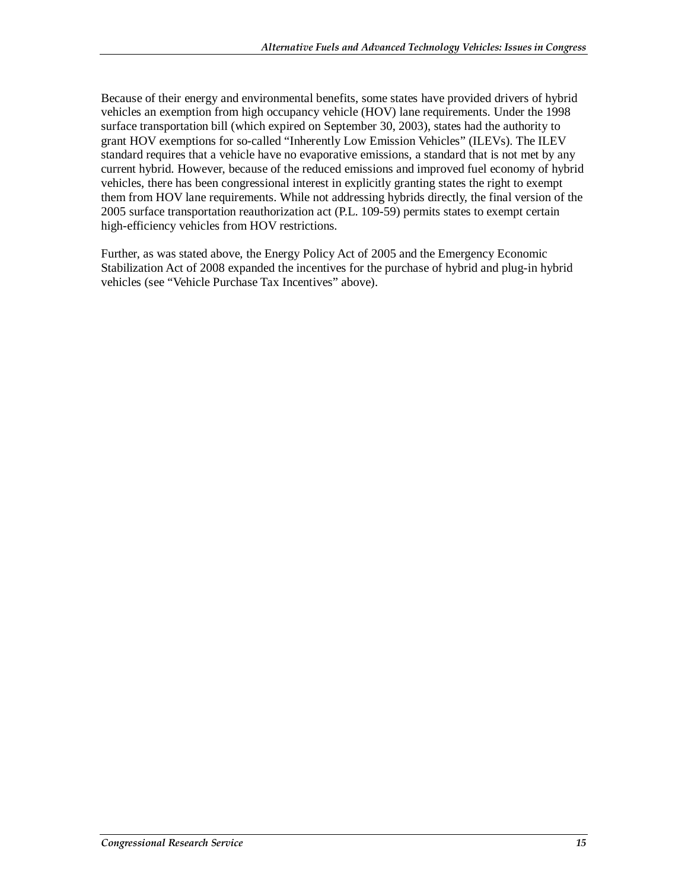Because of their energy and environmental benefits, some states have provided drivers of hybrid vehicles an exemption from high occupancy vehicle (HOV) lane requirements. Under the 1998 surface transportation bill (which expired on September 30, 2003), states had the authority to grant HOV exemptions for so-called "Inherently Low Emission Vehicles" (ILEVs). The ILEV standard requires that a vehicle have no evaporative emissions, a standard that is not met by any current hybrid. However, because of the reduced emissions and improved fuel economy of hybrid vehicles, there has been congressional interest in explicitly granting states the right to exempt them from HOV lane requirements. While not addressing hybrids directly, the final version of the 2005 surface transportation reauthorization act (P.L. 109-59) permits states to exempt certain high-efficiency vehicles from HOV restrictions.

Further, as was stated above, the Energy Policy Act of 2005 and the Emergency Economic Stabilization Act of 2008 expanded the incentives for the purchase of hybrid and plug-in hybrid vehicles (see "Vehicle Purchase Tax Incentives" above).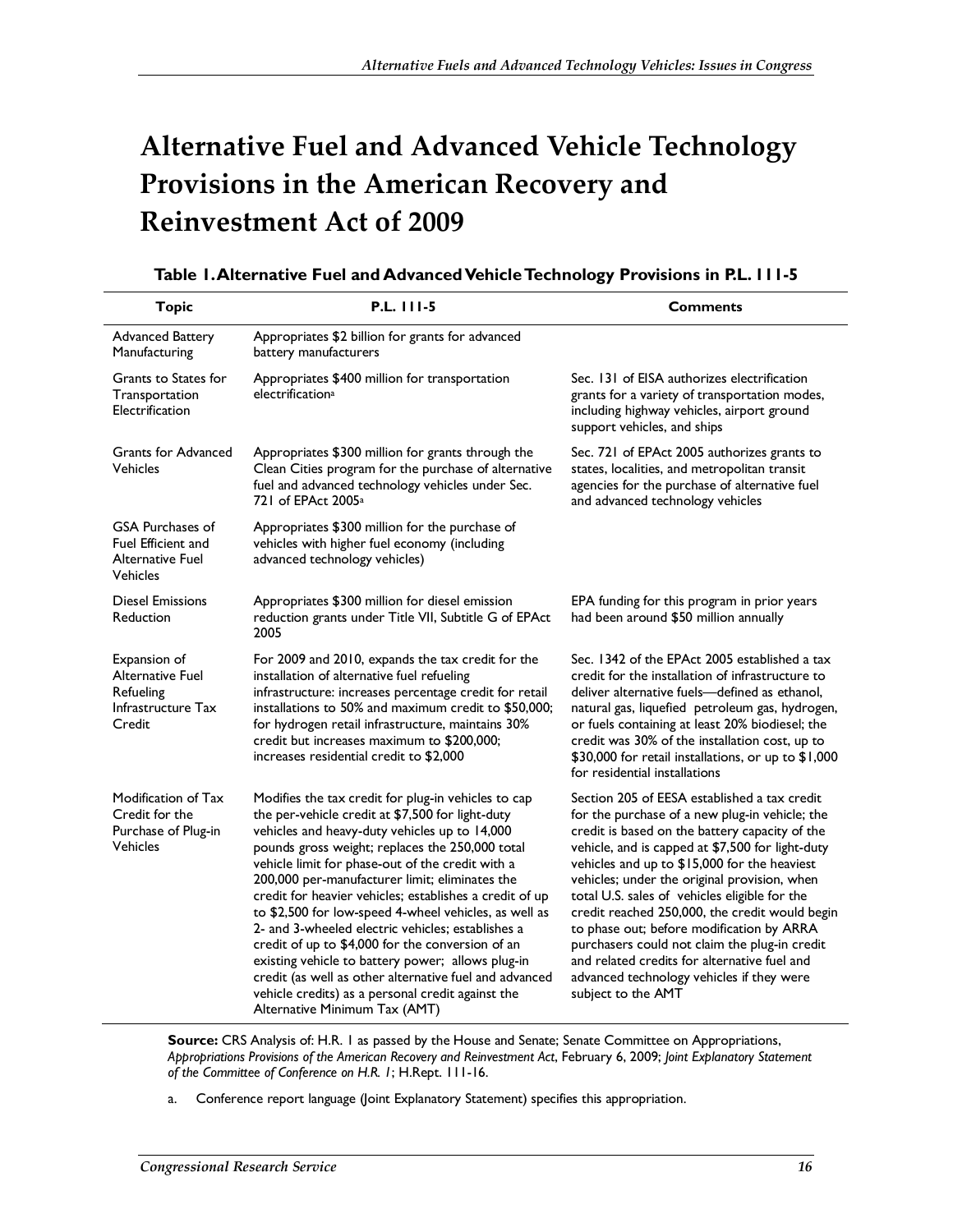# Alternative Fuel and Advanced Vehicle Technology Provisions in the American Recovery and Reinvestment Act of 2009

**Table 1. Alternative Fuel and Advanced Vehicle Technology Provisions in P.L. 111-5**

| Topic | P.L. 111-5 | Comments |
|---|---|---|
| Advanced Battery Manufacturing | Appropriates $2 billion for grants for advanced battery manufacturers | |
| Grants to States for Transportation Electrification | Appropriates $400 million for transportation electrification[a] | Sec. 131 of EISA authorizes electrification grants for a variety of transportation modes, including highway vehicles, airport ground support vehicles, and ships |
| Grants for Advanced Vehicles | Appropriates $300 million for grants through the Clean Cities program for the purchase of alternative fuel and advanced technology vehicles under Sec. 721 of EPAct 2005[a] | Sec. 721 of EPAct 2005 authorizes grants to states, localities, and metropolitan transit agencies for the purchase of alternative fuel and advanced technology vehicles |
| GSA Purchases of Fuel Efficient and Alternative Fuel Vehicles | Appropriates $300 million for the purchase of vehicles with higher fuel economy (including advanced technology vehicles) | |
| Diesel Emissions Reduction | Appropriates $300 million for diesel emission reduction grants under Title VII, Subtitle G of EPAct 2005 | EPA funding for this program in prior years had been around $50 million annually |
| Expansion of Alternative Fuel Refueling Infrastructure Tax Credit | For 2009 and 2010, expands the tax credit for the installation of alternative fuel refueling infrastructure: increases percentage credit for retail installations to 50% and maximum credit to $50,000; for hydrogen retail infrastructure, maintains 30% credit but increases maximum to $200,000; increases residential credit to $2,000 | Sec. 1342 of the EPAct 2005 established a tax credit for the installation of infrastructure to deliver alternative fuels—defined as ethanol, natural gas, liquefied petroleum gas, hydrogen, or fuels containing at least 20% biodiesel; the credit was 30% of the installation cost, up to $30,000 for retail installations, or up to $1,000 for residential installations |
| Modification of Tax Credit for the Purchase of Plug-in Vehicles | Modifies the tax credit for plug-in vehicles to cap the per-vehicle credit at $7,500 for light-duty vehicles and heavy-duty vehicles up to 14,000 pounds gross weight; replaces the 250,000 total vehicle limit for phase-out of the credit with a 200,000 per-manufacturer limit; eliminates the credit for heavier vehicles; establishes a credit of up to $2,500 for low-speed 4-wheel vehicles, as well as 2- and 3-wheeled electric vehicles; establishes a credit of up to $4,000 for the conversion of an existing vehicle to battery power; allows plug-in credit (as well as other alternative fuel and advanced vehicle credits) as a personal credit against the Alternative Minimum Tax (AMT) | Section 205 of EESA established a tax credit for the purchase of a new plug-in vehicle; the credit is based on the battery capacity of the vehicle, and is capped at $7,500 for light-duty vehicles and up to $15,000 for the heaviest vehicles; under the original provision, when total U.S. sales of vehicles eligible for the credit reached 250,000, the credit would begin to phase out; before modification by ARRA purchasers could not claim the plug-in credit and related credits for alternative fuel and advanced technology vehicles if they were subject to the AMT |

**Source:** CRS Analysis of: H.R. 1 as passed by the House and Senate; Senate Committee on Appropriations, *Appropriations Provisions of the American Recovery and Reinvestment Act*, February 6, 2009; *Joint Explanatory Statement of the Committee of Conference on H.R. 1*; H.Rept. 111-16.

a. Conference report language (Joint Explanatory Statement) specifies this appropriation.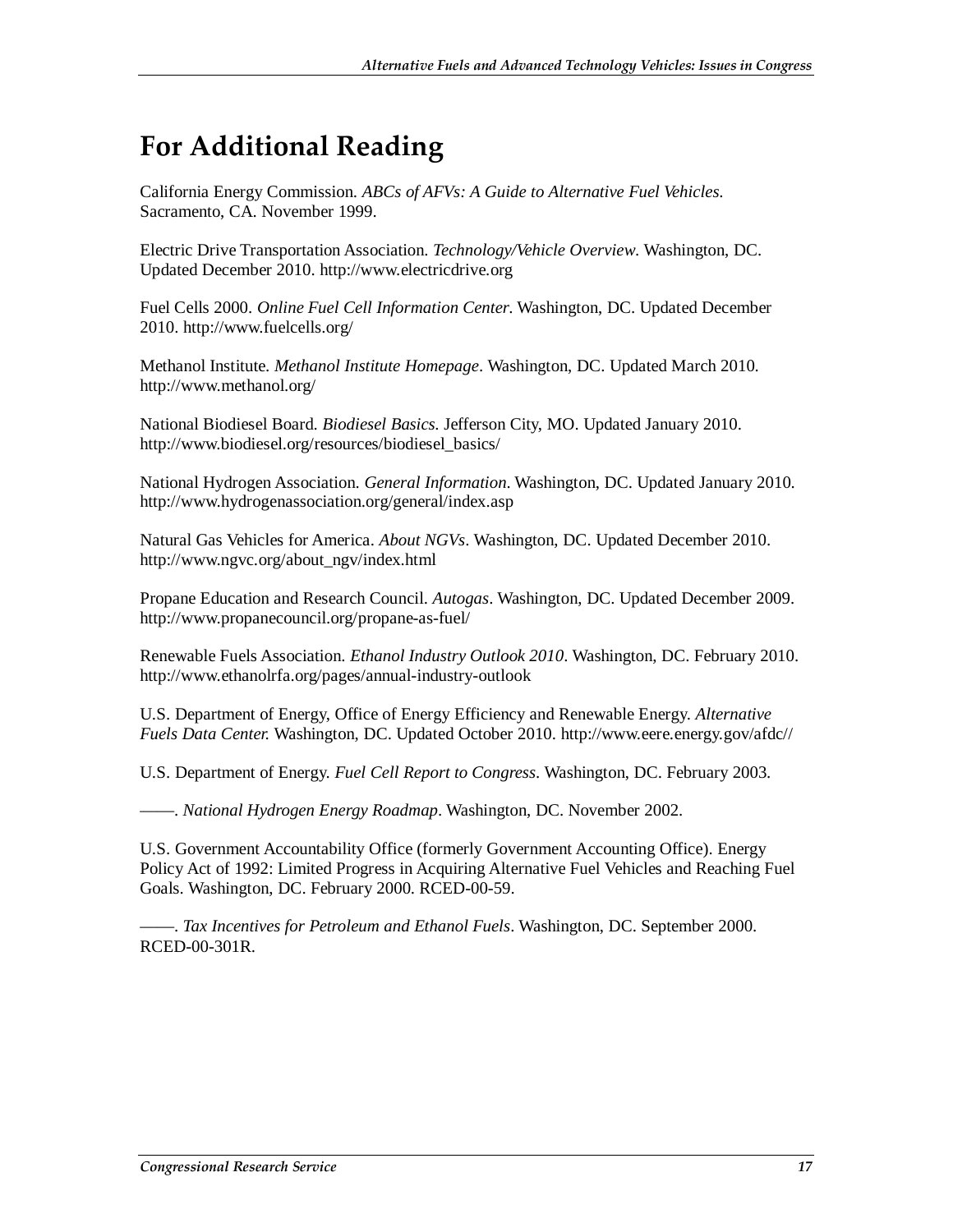# For Additional Reading

California Energy Commission. *ABCs of AFVs: A Guide to Alternative Fuel Vehicles.* Sacramento, CA. November 1999.

Electric Drive Transportation Association. *Technology/Vehicle Overview.* Washington, DC. Updated December 2010. http://www.electricdrive.org

Fuel Cells 2000. *Online Fuel Cell Information Center.* Washington, DC. Updated December 2010. http://www.fuelcells.org/

Methanol Institute. *Methanol Institute Homepage*. Washington, DC. Updated March 2010. http://www.methanol.org/

National Biodiesel Board. *Biodiesel Basics.* Jefferson City, MO. Updated January 2010. http://www.biodiesel.org/resources/biodiesel_basics/

National Hydrogen Association. *General Information*. Washington, DC. Updated January 2010. http://www.hydrogenassociation.org/general/index.asp

Natural Gas Vehicles for America. *About NGVs*. Washington, DC. Updated December 2010. http://www.ngvc.org/about_ngv/index.html

Propane Education and Research Council. *Autogas*. Washington, DC. Updated December 2009. http://www.propanecouncil.org/propane-as-fuel/

Renewable Fuels Association. *Ethanol Industry Outlook 2010*. Washington, DC. February 2010. http://www.ethanolrfa.org/pages/annual-industry-outlook

U.S. Department of Energy, Office of Energy Efficiency and Renewable Energy. *Alternative Fuels Data Center.* Washington, DC. Updated October 2010. http://www.eere.energy.gov/afdc//

U.S. Department of Energy. *Fuel Cell Report to Congress*. Washington, DC. February 2003.

——. *National Hydrogen Energy Roadmap*. Washington, DC. November 2002.

U.S. Government Accountability Office (formerly Government Accounting Office). Energy Policy Act of 1992: Limited Progress in Acquiring Alternative Fuel Vehicles and Reaching Fuel Goals. Washington, DC. February 2000. RCED-00-59.

——. *Tax Incentives for Petroleum and Ethanol Fuels*. Washington, DC. September 2000. RCED-00-301R.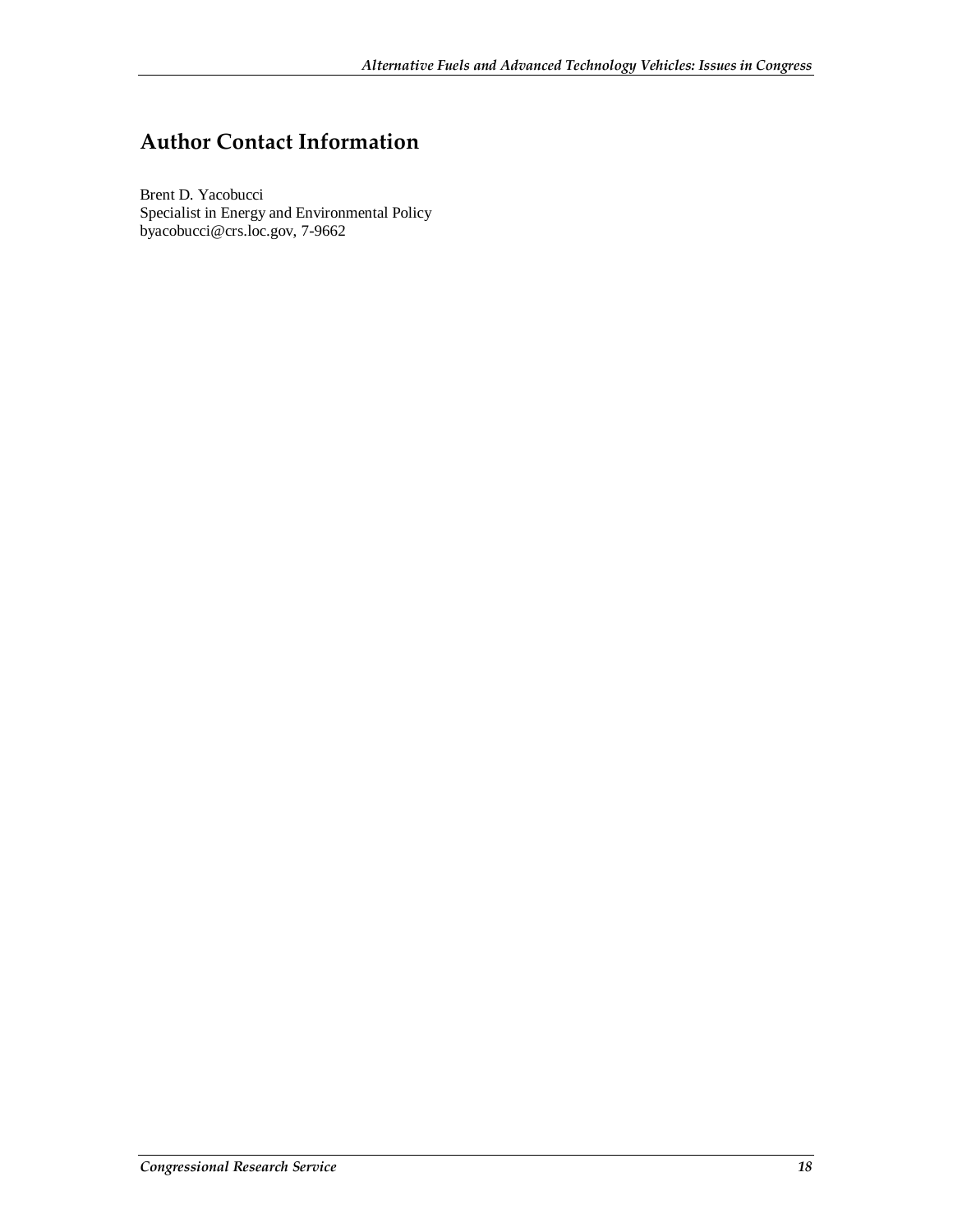## Author Contact Information

Brent D. Yacobucci
Specialist in Energy and Environmental Policy
byacobucci@crs.loc.gov, 7-9662